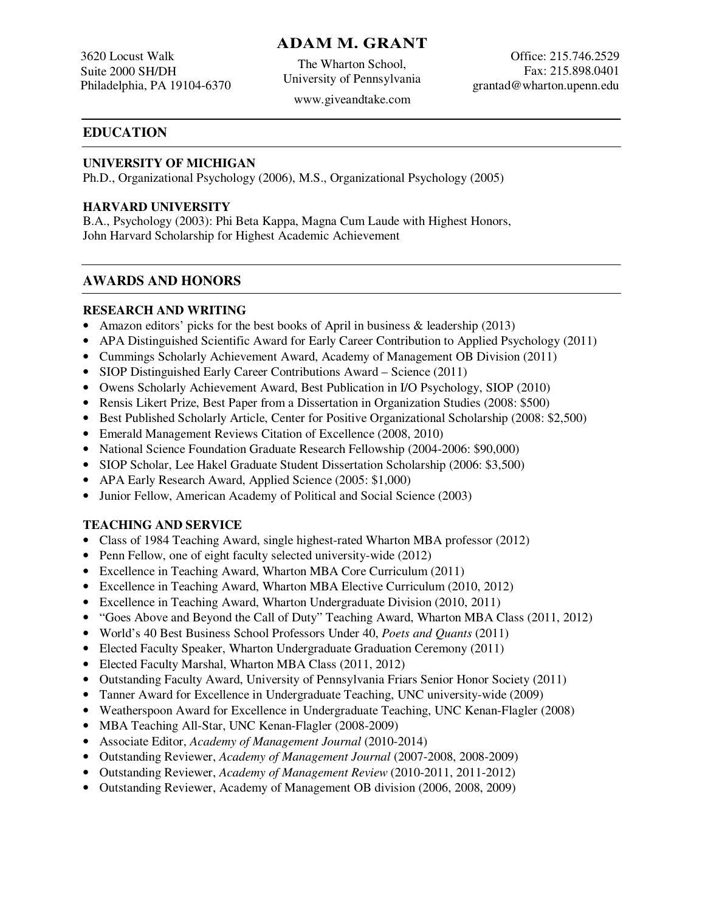# ADAM M. GRANT

3620 Locust Walk
Suite 2000 SH/DH
Philadelphia, PA 19104-6370

The Wharton School,
University of Pennsylvania
www.giveandtake.com

Office: 215.746.2529
Fax: 215.898.0401
grantad@wharton.upenn.edu

## EDUCATION

**UNIVERSITY OF MICHIGAN**
Ph.D., Organizational Psychology (2006), M.S., Organizational Psychology (2005)

**HARVARD UNIVERSITY**
B.A., Psychology (2003): Phi Beta Kappa, Magna Cum Laude with Highest Honors,
John Harvard Scholarship for Highest Academic Achievement

## AWARDS AND HONORS

### RESEARCH AND WRITING

- Amazon editors' picks for the best books of April in business & leadership (2013)
- APA Distinguished Scientific Award for Early Career Contribution to Applied Psychology (2011)
- Cummings Scholarly Achievement Award, Academy of Management OB Division (2011)
- SIOP Distinguished Early Career Contributions Award – Science (2011)
- Owens Scholarly Achievement Award, Best Publication in I/O Psychology, SIOP (2010)
- Rensis Likert Prize, Best Paper from a Dissertation in Organization Studies (2008: $500)
- Best Published Scholarly Article, Center for Positive Organizational Scholarship (2008: $2,500)
- Emerald Management Reviews Citation of Excellence (2008, 2010)
- National Science Foundation Graduate Research Fellowship (2004-2006: $90,000)
- SIOP Scholar, Lee Hakel Graduate Student Dissertation Scholarship (2006: $3,500)
- APA Early Research Award, Applied Science (2005: $1,000)
- Junior Fellow, American Academy of Political and Social Science (2003)

### TEACHING AND SERVICE

- Class of 1984 Teaching Award, single highest-rated Wharton MBA professor (2012)
- Penn Fellow, one of eight faculty selected university-wide (2012)
- Excellence in Teaching Award, Wharton MBA Core Curriculum (2011)
- Excellence in Teaching Award, Wharton MBA Elective Curriculum (2010, 2012)
- Excellence in Teaching Award, Wharton Undergraduate Division (2010, 2011)
- "Goes Above and Beyond the Call of Duty" Teaching Award, Wharton MBA Class (2011, 2012)
- World's 40 Best Business School Professors Under 40, *Poets and Quants* (2011)
- Elected Faculty Speaker, Wharton Undergraduate Graduation Ceremony (2011)
- Elected Faculty Marshal, Wharton MBA Class (2011, 2012)
- Outstanding Faculty Award, University of Pennsylvania Friars Senior Honor Society (2011)
- Tanner Award for Excellence in Undergraduate Teaching, UNC university-wide (2009)
- Weatherspoon Award for Excellence in Undergraduate Teaching, UNC Kenan-Flagler (2008)
- MBA Teaching All-Star, UNC Kenan-Flagler (2008-2009)
- Associate Editor, *Academy of Management Journal* (2010-2014)
- Outstanding Reviewer, *Academy of Management Journal* (2007-2008, 2008-2009)
- Outstanding Reviewer, *Academy of Management Review* (2010-2011, 2011-2012)
- Outstanding Reviewer, Academy of Management OB division (2006, 2008, 2009)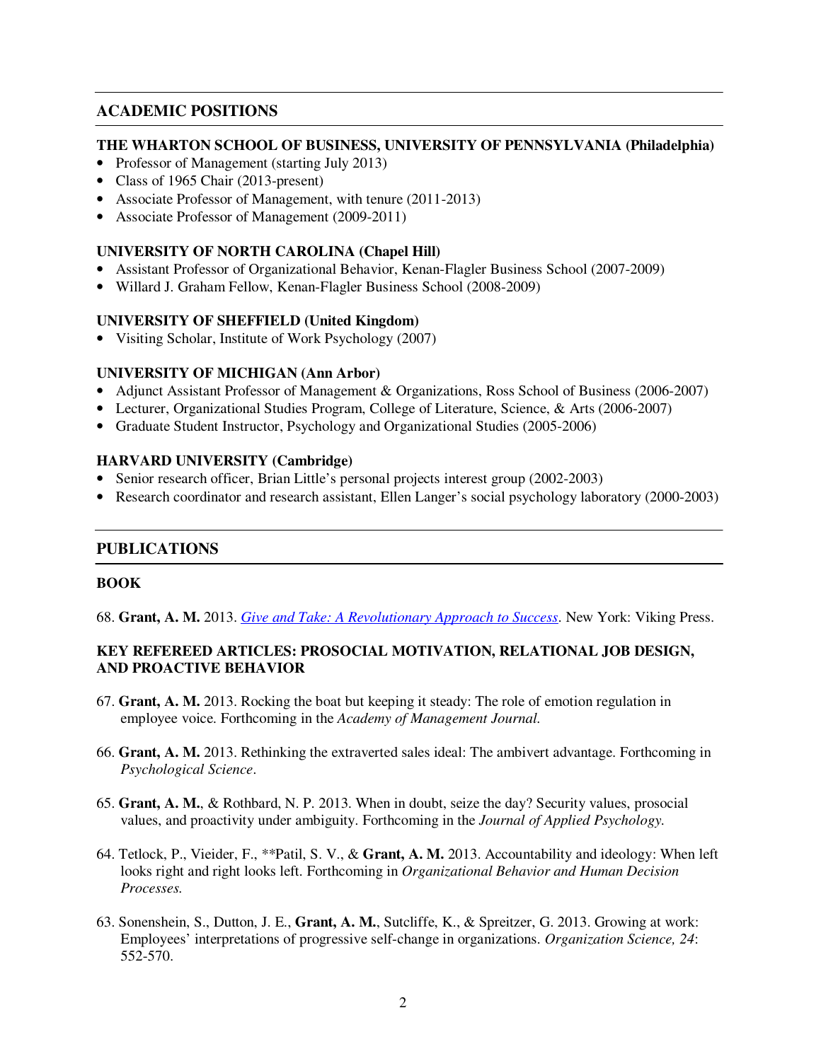## ACADEMIC POSITIONS

**THE WHARTON SCHOOL OF BUSINESS, UNIVERSITY OF PENNSYLVANIA (Philadelphia)**

- Professor of Management (starting July 2013)
- Class of 1965 Chair (2013-present)
- Associate Professor of Management, with tenure (2011-2013)
- Associate Professor of Management (2009-2011)

**UNIVERSITY OF NORTH CAROLINA (Chapel Hill)**

- Assistant Professor of Organizational Behavior, Kenan-Flagler Business School (2007-2009)
- Willard J. Graham Fellow, Kenan-Flagler Business School (2008-2009)

**UNIVERSITY OF SHEFFIELD (United Kingdom)**

- Visiting Scholar, Institute of Work Psychology (2007)

**UNIVERSITY OF MICHIGAN (Ann Arbor)**

- Adjunct Assistant Professor of Management & Organizations, Ross School of Business (2006-2007)
- Lecturer, Organizational Studies Program, College of Literature, Science, & Arts (2006-2007)
- Graduate Student Instructor, Psychology and Organizational Studies (2005-2006)

**HARVARD UNIVERSITY (Cambridge)**

- Senior research officer, Brian Little's personal projects interest group (2002-2003)
- Research coordinator and research assistant, Ellen Langer's social psychology laboratory (2000-2003)

## PUBLICATIONS

### BOOK

68. **Grant, A. M.** 2013. *Give and Take: A Revolutionary Approach to Success*. New York: Viking Press.

### KEY REFEREED ARTICLES: PROSOCIAL MOTIVATION, RELATIONAL JOB DESIGN, AND PROACTIVE BEHAVIOR

67. **Grant, A. M.** 2013. Rocking the boat but keeping it steady: The role of emotion regulation in employee voice. Forthcoming in the *Academy of Management Journal.*

66. **Grant, A. M.** 2013. Rethinking the extraverted sales ideal: The ambivert advantage. Forthcoming in *Psychological Science*.

65. **Grant, A. M.**, & Rothbard, N. P. 2013. When in doubt, seize the day? Security values, prosocial values, and proactivity under ambiguity. Forthcoming in the *Journal of Applied Psychology.*

64. Tetlock, P., Vieider, F., **Patil, S. V., & **Grant, A. M.** 2013. Accountability and ideology: When left looks right and right looks left. Forthcoming in *Organizational Behavior and Human Decision Processes.*

63. Sonenshein, S., Dutton, J. E., **Grant, A. M.**, Sutcliffe, K., & Spreitzer, G. 2013. Growing at work: Employees' interpretations of progressive self-change in organizations. *Organization Science, 24*: 552-570.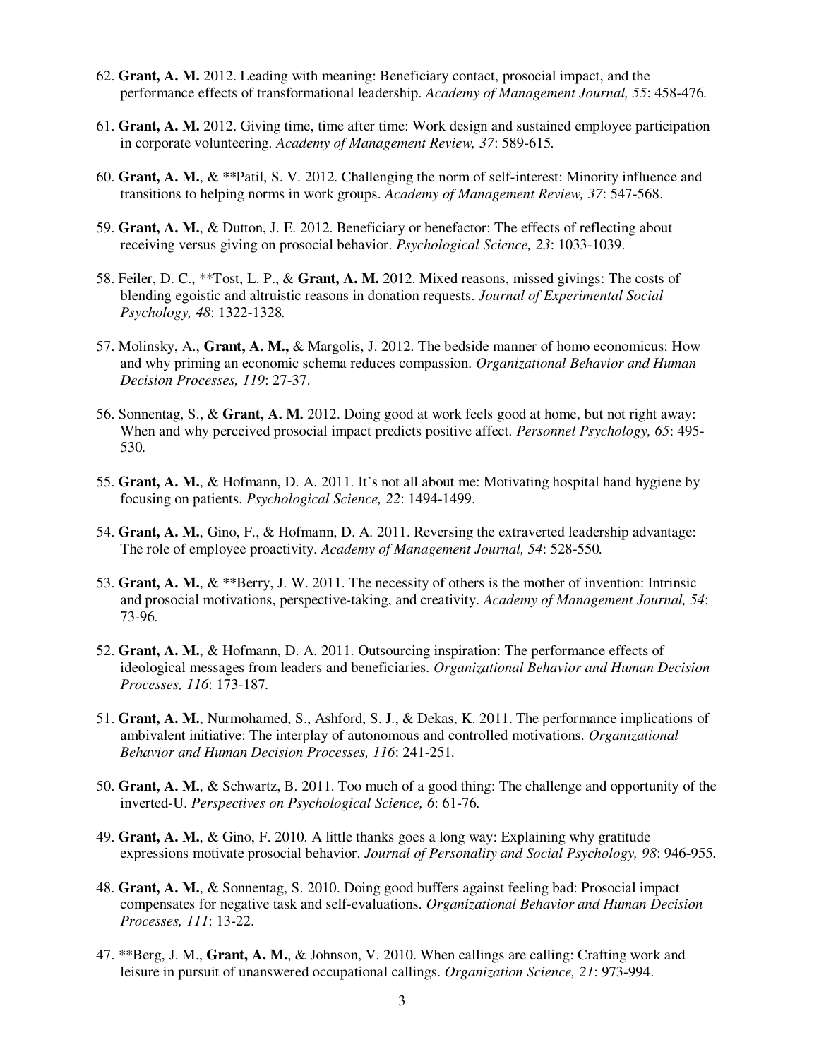62. **Grant, A. M.** 2012. Leading with meaning: Beneficiary contact, prosocial impact, and the performance effects of transformational leadership. *Academy of Management Journal, 55*: 458-476.

61. **Grant, A. M.** 2012. Giving time, time after time: Work design and sustained employee participation in corporate volunteering. *Academy of Management Review, 37*: 589-615.

60. **Grant, A. M.**, & **Patil, S. V. 2012. Challenging the norm of self-interest: Minority influence and transitions to helping norms in work groups. *Academy of Management Review, 37*: 547-568.

59. **Grant, A. M.**, & Dutton, J. E. 2012. Beneficiary or benefactor: The effects of reflecting about receiving versus giving on prosocial behavior. *Psychological Science, 23*: 1033-1039.

58. Feiler, D. C., **Tost, L. P., & **Grant, A. M.** 2012. Mixed reasons, missed givings: The costs of blending egoistic and altruistic reasons in donation requests. *Journal of Experimental Social Psychology, 48*: 1322-1328.

57. Molinsky, A., **Grant, A. M.,** & Margolis, J. 2012. The bedside manner of homo economicus: How and why priming an economic schema reduces compassion. *Organizational Behavior and Human Decision Processes, 119*: 27-37.

56. Sonnentag, S., & **Grant, A. M.** 2012. Doing good at work feels good at home, but not right away: When and why perceived prosocial impact predicts positive affect. *Personnel Psychology, 65*: 495-530.

55. **Grant, A. M.**, & Hofmann, D. A. 2011. It's not all about me: Motivating hospital hand hygiene by focusing on patients. *Psychological Science, 22*: 1494-1499.

54. **Grant, A. M.**, Gino, F., & Hofmann, D. A. 2011. Reversing the extraverted leadership advantage: The role of employee proactivity. *Academy of Management Journal, 54*: 528-550.

53. **Grant, A. M.**, & **Berry, J. W. 2011. The necessity of others is the mother of invention: Intrinsic and prosocial motivations, perspective-taking, and creativity. *Academy of Management Journal, 54*: 73-96.

52. **Grant, A. M.**, & Hofmann, D. A. 2011. Outsourcing inspiration: The performance effects of ideological messages from leaders and beneficiaries. *Organizational Behavior and Human Decision Processes, 116*: 173-187.

51. **Grant, A. M.**, Nurmohamed, S., Ashford, S. J., & Dekas, K. 2011. The performance implications of ambivalent initiative: The interplay of autonomous and controlled motivations. *Organizational Behavior and Human Decision Processes, 116*: 241-251.

50. **Grant, A. M.**, & Schwartz, B. 2011. Too much of a good thing: The challenge and opportunity of the inverted-U. *Perspectives on Psychological Science, 6*: 61-76.

49. **Grant, A. M.**, & Gino, F. 2010. A little thanks goes a long way: Explaining why gratitude expressions motivate prosocial behavior. *Journal of Personality and Social Psychology, 98*: 946-955.

48. **Grant, A. M.**, & Sonnentag, S. 2010. Doing good buffers against feeling bad: Prosocial impact compensates for negative task and self-evaluations. *Organizational Behavior and Human Decision Processes, 111*: 13-22.

47. **Berg, J. M., **Grant, A. M.**, & Johnson, V. 2010. When callings are calling: Crafting work and leisure in pursuit of unanswered occupational callings. *Organization Science, 21*: 973-994.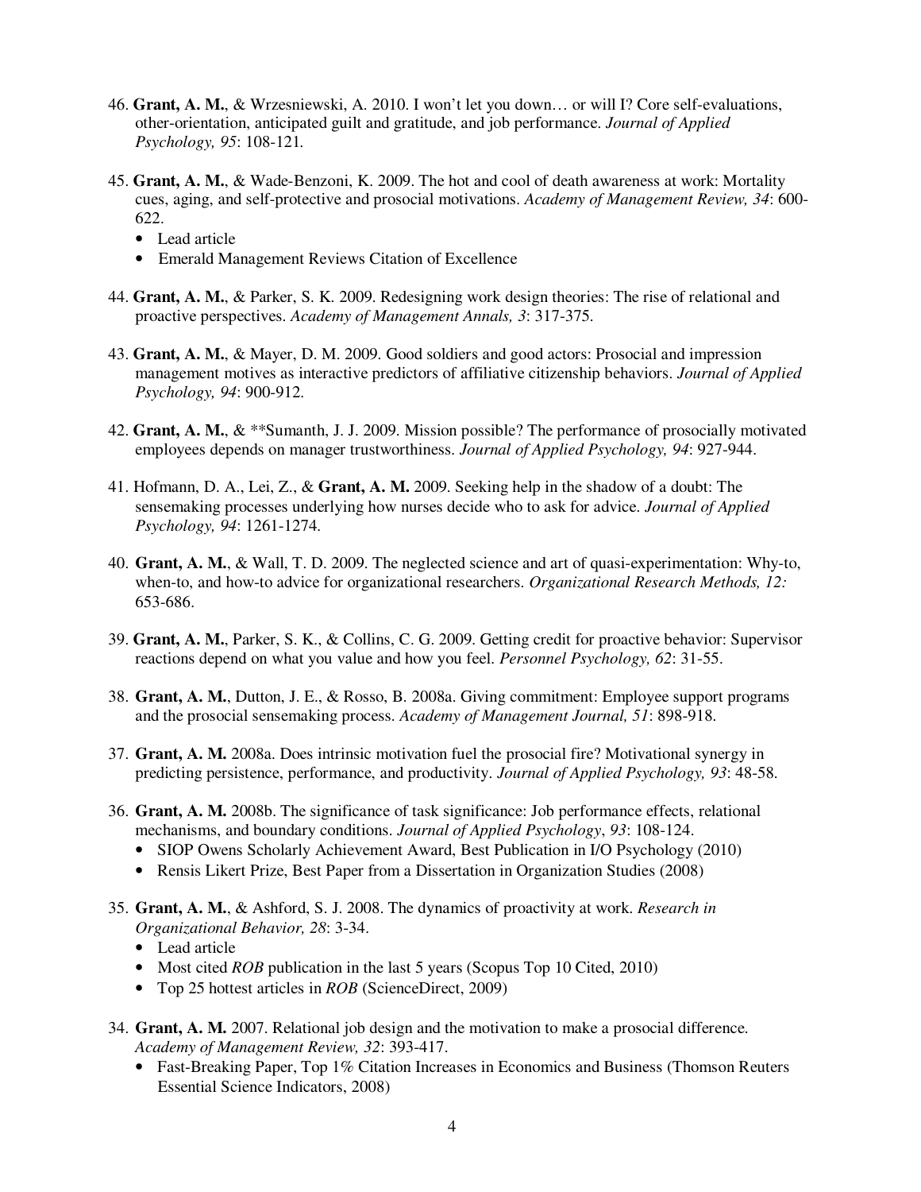46. **Grant, A. M.**, & Wrzesniewski, A. 2010. I won't let you down… or will I? Core self-evaluations, other-orientation, anticipated guilt and gratitude, and job performance. *Journal of Applied Psychology, 95*: 108-121.

45. **Grant, A. M.**, & Wade-Benzoni, K. 2009. The hot and cool of death awareness at work: Mortality cues, aging, and self-protective and prosocial motivations. *Academy of Management Review, 34*: 600-622.
    - Lead article
    - Emerald Management Reviews Citation of Excellence

44. **Grant, A. M.**, & Parker, S. K. 2009. Redesigning work design theories: The rise of relational and proactive perspectives. *Academy of Management Annals, 3*: 317-375.

43. **Grant, A. M.**, & Mayer, D. M. 2009. Good soldiers and good actors: Prosocial and impression management motives as interactive predictors of affiliative citizenship behaviors. *Journal of Applied Psychology, 94*: 900-912.

42. **Grant, A. M.**, & **Sumanth, J. J. 2009. Mission possible? The performance of prosocially motivated employees depends on manager trustworthiness. *Journal of Applied Psychology, 94*: 927-944.

41. Hofmann, D. A., Lei, Z., & **Grant, A. M.** 2009. Seeking help in the shadow of a doubt: The sensemaking processes underlying how nurses decide who to ask for advice. *Journal of Applied Psychology, 94*: 1261-1274.

40. **Grant, A. M.**, & Wall, T. D. 2009. The neglected science and art of quasi-experimentation: Why-to, when-to, and how-to advice for organizational researchers. *Organizational Research Methods, 12:* 653-686.

39. **Grant, A. M.**, Parker, S. K., & Collins, C. G. 2009. Getting credit for proactive behavior: Supervisor reactions depend on what you value and how you feel. *Personnel Psychology, 62*: 31-55.

38. **Grant, A. M.**, Dutton, J. E., & Rosso, B. 2008a. Giving commitment: Employee support programs and the prosocial sensemaking process. *Academy of Management Journal, 51*: 898-918.

37. **Grant, A. M.** 2008a. Does intrinsic motivation fuel the prosocial fire? Motivational synergy in predicting persistence, performance, and productivity. *Journal of Applied Psychology, 93*: 48-58.

36. **Grant, A. M.** 2008b. The significance of task significance: Job performance effects, relational mechanisms, and boundary conditions. *Journal of Applied Psychology*, *93*: 108-124.
    - SIOP Owens Scholarly Achievement Award, Best Publication in I/O Psychology (2010)
    - Rensis Likert Prize, Best Paper from a Dissertation in Organization Studies (2008)

35. **Grant, A. M.**, & Ashford, S. J. 2008. The dynamics of proactivity at work. *Research in Organizational Behavior, 28*: 3-34.
    - Lead article
    - Most cited *ROB* publication in the last 5 years (Scopus Top 10 Cited, 2010)
    - Top 25 hottest articles in *ROB* (ScienceDirect, 2009)

34. **Grant, A. M.** 2007. Relational job design and the motivation to make a prosocial difference. *Academy of Management Review, 32*: 393-417.
    - Fast-Breaking Paper, Top 1% Citation Increases in Economics and Business (Thomson Reuters Essential Science Indicators, 2008)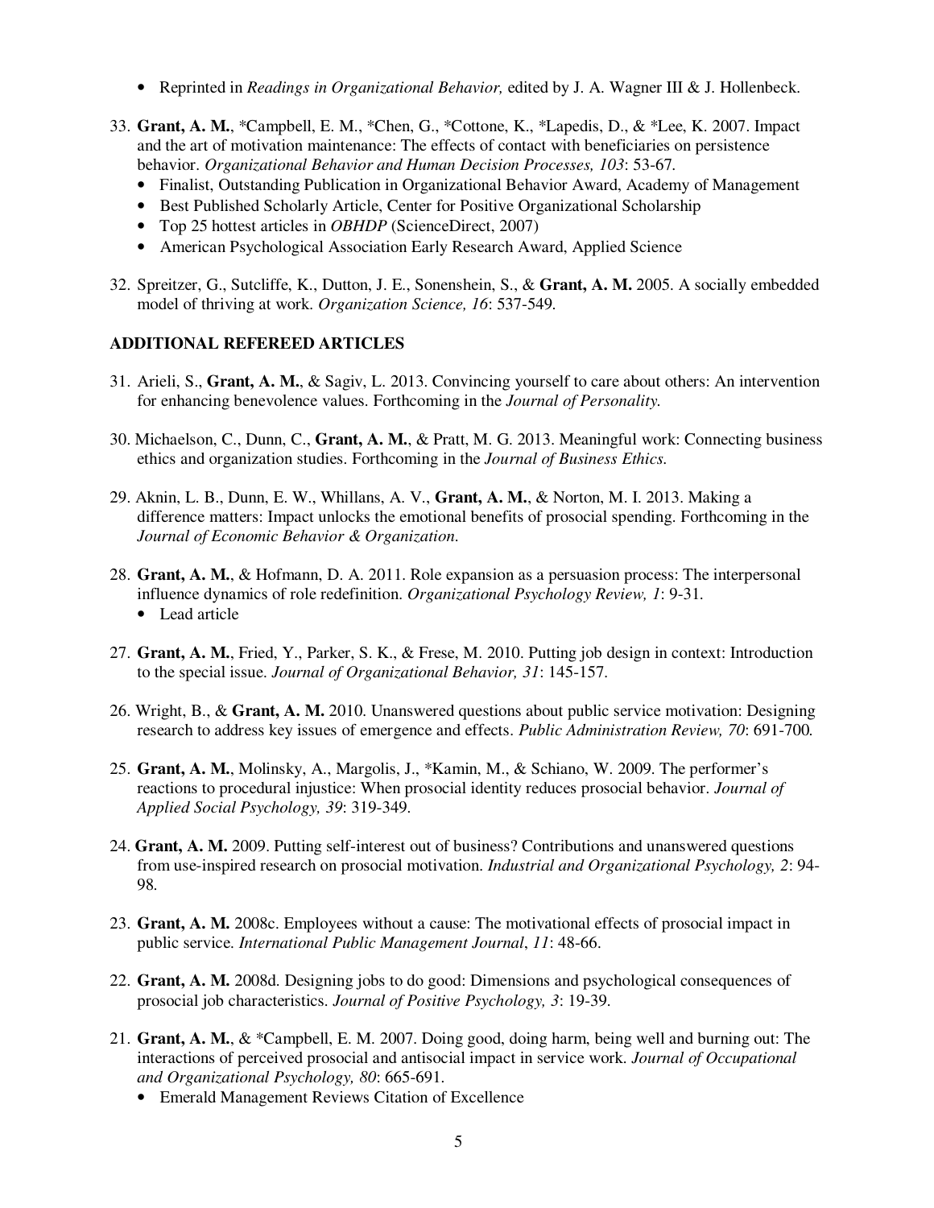- Reprinted in *Readings in Organizational Behavior,* edited by J. A. Wagner III & J. Hollenbeck.

33. **Grant, A. M.**, *Campbell, E. M., *Chen, G., *Cottone, K., *Lapedis, D., & *Lee, K. 2007. Impact and the art of motivation maintenance: The effects of contact with beneficiaries on persistence behavior. *Organizational Behavior and Human Decision Processes, 103*: 53-67.
    - Finalist, Outstanding Publication in Organizational Behavior Award, Academy of Management
    - Best Published Scholarly Article, Center for Positive Organizational Scholarship
    - Top 25 hottest articles in *OBHDP* (ScienceDirect, 2007)
    - American Psychological Association Early Research Award, Applied Science

32. Spreitzer, G., Sutcliffe, K., Dutton, J. E., Sonenshein, S., & **Grant, A. M.** 2005. A socially embedded model of thriving at work. *Organization Science, 16*: 537-549.

**ADDITIONAL REFEREED ARTICLES**

31. Arieli, S., **Grant, A. M.**, & Sagiv, L. 2013. Convincing yourself to care about others: An intervention for enhancing benevolence values. Forthcoming in the *Journal of Personality.*

30. Michaelson, C., Dunn, C., **Grant, A. M.**, & Pratt, M. G. 2013. Meaningful work: Connecting business ethics and organization studies. Forthcoming in the *Journal of Business Ethics.*

29. Aknin, L. B., Dunn, E. W., Whillans, A. V., **Grant, A. M.**, & Norton, M. I. 2013. Making a difference matters: Impact unlocks the emotional benefits of prosocial spending. Forthcoming in the *Journal of Economic Behavior & Organization.*

28. **Grant, A. M.**, & Hofmann, D. A. 2011. Role expansion as a persuasion process: The interpersonal influence dynamics of role redefinition. *Organizational Psychology Review, 1*: 9-31.
    - Lead article

27. **Grant, A. M.**, Fried, Y., Parker, S. K., & Frese, M. 2010. Putting job design in context: Introduction to the special issue. *Journal of Organizational Behavior, 31*: 145-157.

26. Wright, B., & **Grant, A. M.** 2010. Unanswered questions about public service motivation: Designing research to address key issues of emergence and effects. *Public Administration Review, 70*: 691-700.

25. **Grant, A. M.**, Molinsky, A., Margolis, J., *Kamin, M., & Schiano, W. 2009. The performer's reactions to procedural injustice: When prosocial identity reduces prosocial behavior. *Journal of Applied Social Psychology, 39*: 319-349.

24. **Grant, A. M.** 2009. Putting self-interest out of business? Contributions and unanswered questions from use-inspired research on prosocial motivation. *Industrial and Organizational Psychology, 2*: 94-98.

23. **Grant, A. M.** 2008c. Employees without a cause: The motivational effects of prosocial impact in public service. *International Public Management Journal*, *11*: 48-66.

22. **Grant, A. M.** 2008d. Designing jobs to do good: Dimensions and psychological consequences of prosocial job characteristics. *Journal of Positive Psychology, 3*: 19-39.

21. **Grant, A. M.**, & *Campbell, E. M. 2007. Doing good, doing harm, being well and burning out: The interactions of perceived prosocial and antisocial impact in service work. *Journal of Occupational and Organizational Psychology, 80*: 665-691.
    - Emerald Management Reviews Citation of Excellence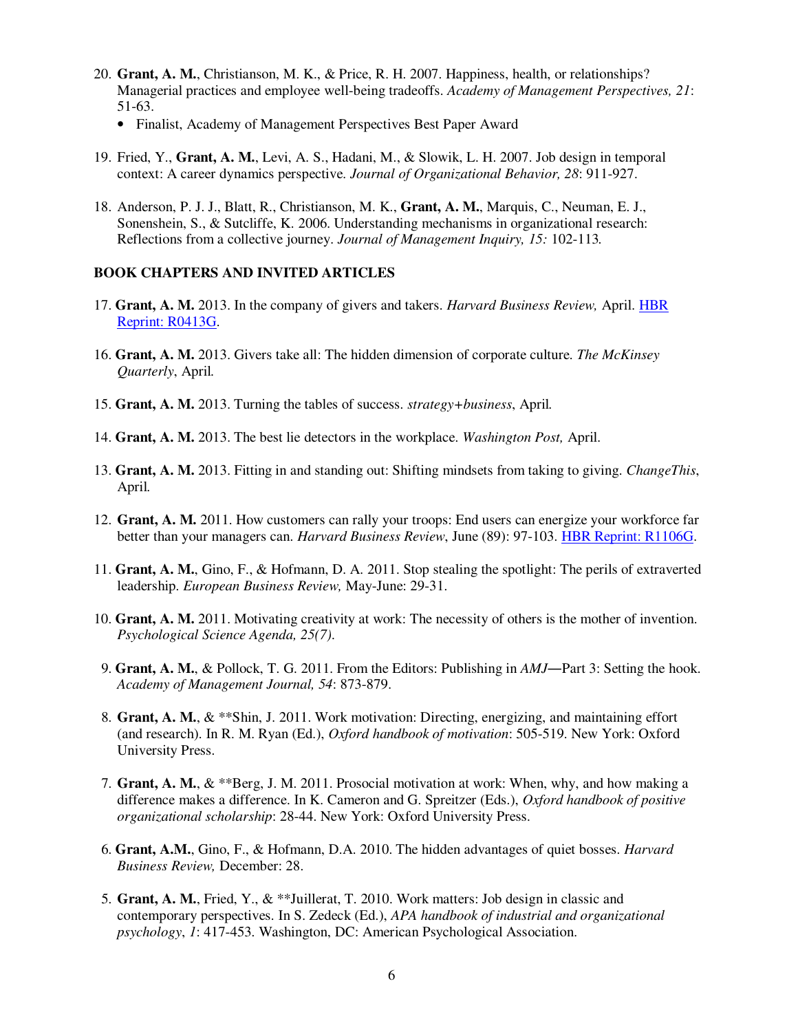20. **Grant, A. M.**, Christianson, M. K., & Price, R. H. 2007. Happiness, health, or relationships? Managerial practices and employee well-being tradeoffs. *Academy of Management Perspectives, 21*: 51-63.
    - Finalist, Academy of Management Perspectives Best Paper Award

19. Fried, Y., **Grant, A. M.**, Levi, A. S., Hadani, M., & Slowik, L. H. 2007. Job design in temporal context: A career dynamics perspective. *Journal of Organizational Behavior, 28*: 911-927.

18. Anderson, P. J. J., Blatt, R., Christianson, M. K., **Grant, A. M.**, Marquis, C., Neuman, E. J., Sonenshein, S., & Sutcliffe, K. 2006. Understanding mechanisms in organizational research: Reflections from a collective journey. *Journal of Management Inquiry, 15:* 102-113.

## BOOK CHAPTERS AND INVITED ARTICLES

17. **Grant, A. M.** 2013. In the company of givers and takers. *Harvard Business Review,* April. HBR Reprint: R0413G.

16. **Grant, A. M.** 2013. Givers take all: The hidden dimension of corporate culture. *The McKinsey Quarterly*, April.

15. **Grant, A. M.** 2013. Turning the tables of success. *strategy+business*, April.

14. **Grant, A. M.** 2013. The best lie detectors in the workplace. *Washington Post,* April.

13. **Grant, A. M.** 2013. Fitting in and standing out: Shifting mindsets from taking to giving. *ChangeThis*, April.

12. **Grant, A. M.** 2011. How customers can rally your troops: End users can energize your workforce far better than your managers can. *Harvard Business Review*, June (89): 97-103. HBR Reprint: R1106G.

11. **Grant, A. M.**, Gino, F., & Hofmann, D. A. 2011. Stop stealing the spotlight: The perils of extraverted leadership. *European Business Review,* May-June: 29-31.

10. **Grant, A. M.** 2011. Motivating creativity at work: The necessity of others is the mother of invention. *Psychological Science Agenda, 25(7).*

9. **Grant, A. M.**, & Pollock, T. G. 2011. From the Editors: Publishing in *AMJ*—Part 3: Setting the hook. *Academy of Management Journal, 54*: 873-879.

8. **Grant, A. M.**, & **Shin, J. 2011. Work motivation: Directing, energizing, and maintaining effort (and research). In R. M. Ryan (Ed.), *Oxford handbook of motivation*: 505-519. New York: Oxford University Press.

7. **Grant, A. M.**, & **Berg, J. M. 2011. Prosocial motivation at work: When, why, and how making a difference makes a difference. In K. Cameron and G. Spreitzer (Eds.), *Oxford handbook of positive organizational scholarship*: 28-44. New York: Oxford University Press.

6. **Grant, A.M.**, Gino, F., & Hofmann, D.A. 2010. The hidden advantages of quiet bosses. *Harvard Business Review,* December: 28.

5. **Grant, A. M.**, Fried, Y., & **Juillerat, T. 2010. Work matters: Job design in classic and contemporary perspectives. In S. Zedeck (Ed.), *APA handbook of industrial and organizational psychology*, *1*: 417-453. Washington, DC: American Psychological Association.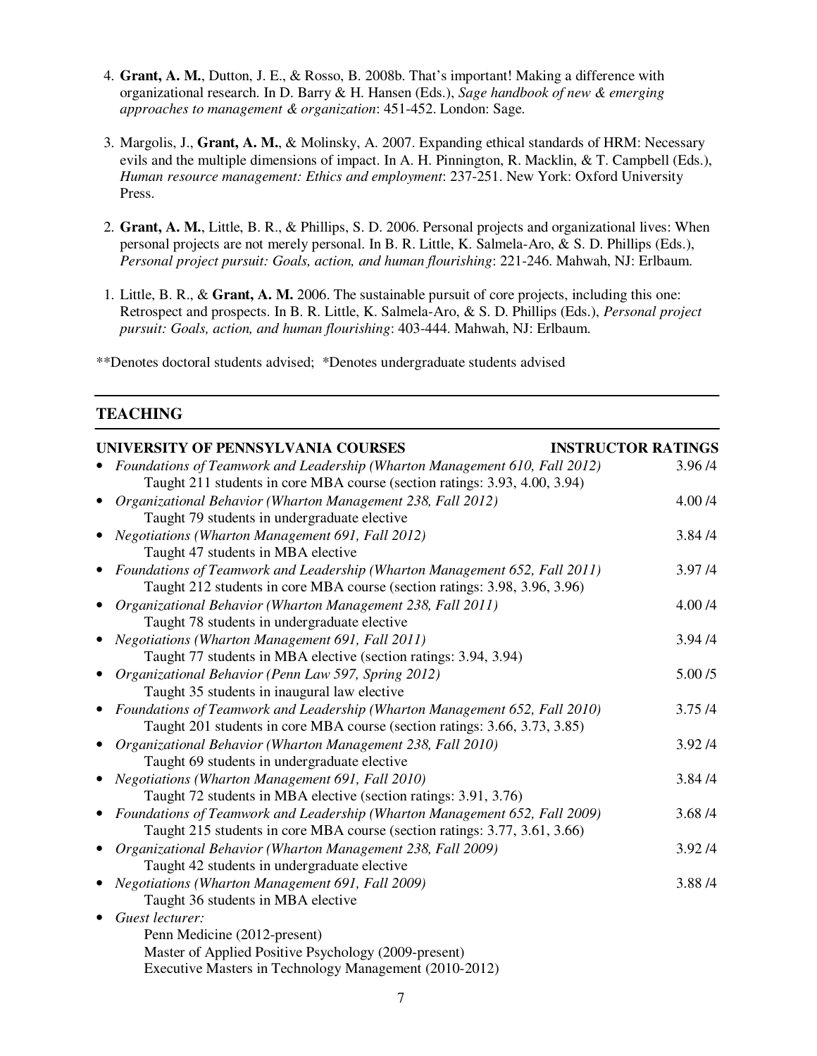4. **Grant, A. M.**, Dutton, J. E., & Rosso, B. 2008b. That's important! Making a difference with organizational research. In D. Barry & H. Hansen (Eds.), *Sage handbook of new & emerging approaches to management & organization*: 451-452. London: Sage.

3. Margolis, J., **Grant, A. M.**, & Molinsky, A. 2007. Expanding ethical standards of HRM: Necessary evils and the multiple dimensions of impact. In A. H. Pinnington, R. Macklin, & T. Campbell (Eds.), *Human resource management: Ethics and employment*: 237-251. New York: Oxford University Press.

2. **Grant, A. M.**, Little, B. R., & Phillips, S. D. 2006. Personal projects and organizational lives: When personal projects are not merely personal. In B. R. Little, K. Salmela-Aro, & S. D. Phillips (Eds.), *Personal project pursuit: Goals, action, and human flourishing*: 221-246. Mahwah, NJ: Erlbaum.

1. Little, B. R., & **Grant, A. M.** 2006. The sustainable pursuit of core projects, including this one: Retrospect and prospects. In B. R. Little, K. Salmela-Aro, & S. D. Phillips (Eds.), *Personal project pursuit: Goals, action, and human flourishing*: 403-444. Mahwah, NJ: Erlbaum.

**Denotes doctoral students advised; *Denotes undergraduate students advised

## TEACHING

| **UNIVERSITY OF PENNSYLVANIA COURSES** | **INSTRUCTOR RATINGS** |
|---|---|
| • *Foundations of Teamwork and Leadership (Wharton Management 610, Fall 2012)*<br>Taught 211 students in core MBA course (section ratings: 3.93, 4.00, 3.94) | 3.96 /4 |
| • *Organizational Behavior (Wharton Management 238, Fall 2012)*<br>Taught 79 students in undergraduate elective | 4.00 /4 |
| • *Negotiations (Wharton Management 691, Fall 2012)*<br>Taught 47 students in MBA elective | 3.84 /4 |
| • *Foundations of Teamwork and Leadership (Wharton Management 652, Fall 2011)*<br>Taught 212 students in core MBA course (section ratings: 3.98, 3.96, 3.96) | 3.97 /4 |
| • *Organizational Behavior (Wharton Management 238, Fall 2011)*<br>Taught 78 students in undergraduate elective | 4.00 /4 |
| • *Negotiations (Wharton Management 691, Fall 2011)*<br>Taught 77 students in MBA elective (section ratings: 3.94, 3.94) | 3.94 /4 |
| • *Organizational Behavior (Penn Law 597, Spring 2012)*<br>Taught 35 students in inaugural law elective | 5.00 /5 |
| • *Foundations of Teamwork and Leadership (Wharton Management 652, Fall 2010)*<br>Taught 201 students in core MBA course (section ratings: 3.66, 3.73, 3.85) | 3.75 /4 |
| • *Organizational Behavior (Wharton Management 238, Fall 2010)*<br>Taught 69 students in undergraduate elective | 3.92 /4 |
| • *Negotiations (Wharton Management 691, Fall 2010)*<br>Taught 72 students in MBA elective (section ratings: 3.91, 3.76) | 3.84 /4 |
| • *Foundations of Teamwork and Leadership (Wharton Management 652, Fall 2009)*<br>Taught 215 students in core MBA course (section ratings: 3.77, 3.61, 3.66) | 3.68 /4 |
| • *Organizational Behavior (Wharton Management 238, Fall 2009)*<br>Taught 42 students in undergraduate elective | 3.92 /4 |
| • *Negotiations (Wharton Management 691, Fall 2009)*<br>Taught 36 students in MBA elective | 3.88 /4 |

- *Guest lecturer:*
  - Penn Medicine (2012-present)
  - Master of Applied Positive Psychology (2009-present)
  - Executive Masters in Technology Management (2010-2012)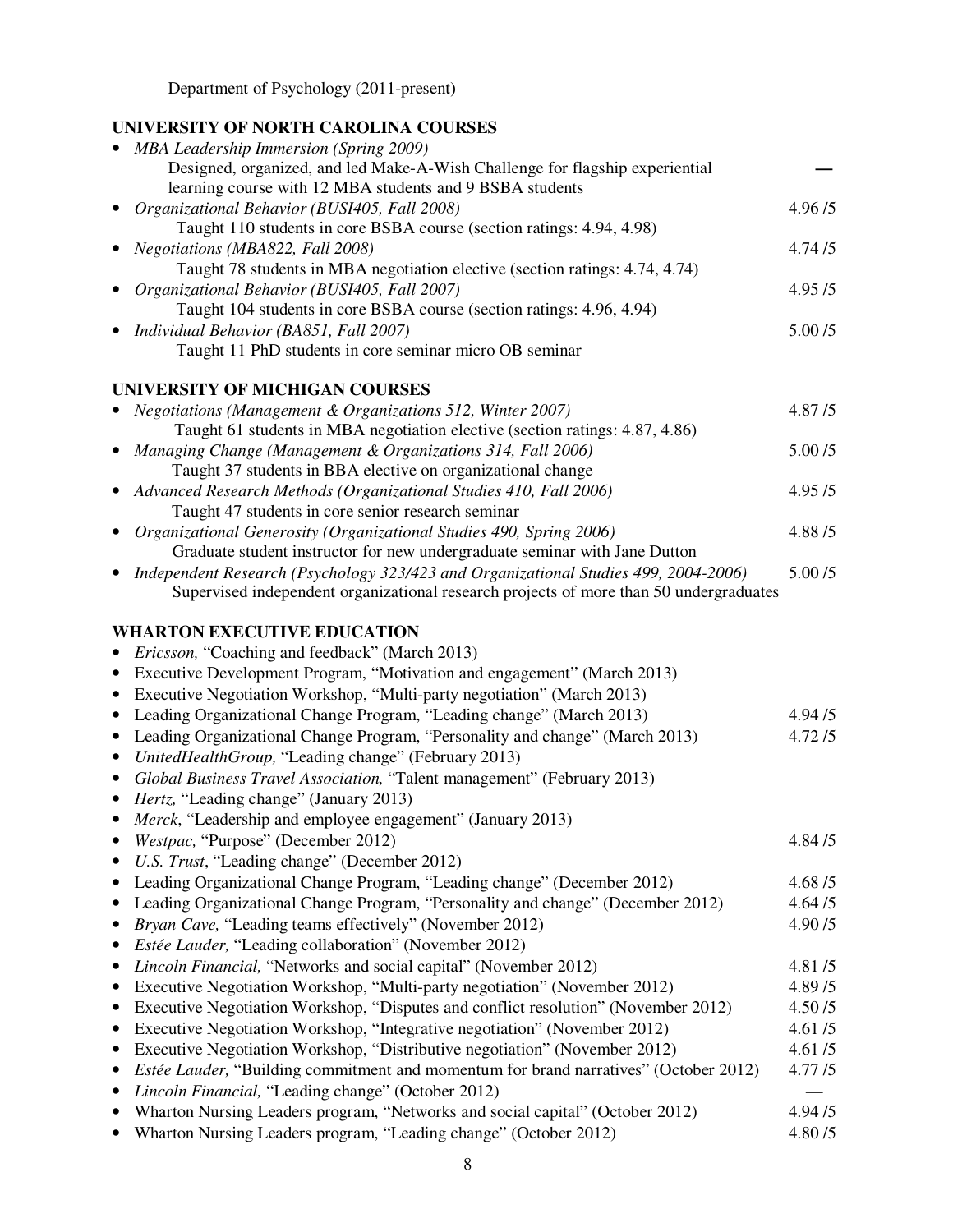Department of Psychology (2011-present)

**UNIVERSITY OF NORTH CAROLINA COURSES**

- *MBA Leadership Immersion (Spring 2009)* —
  Designed, organized, and led Make-A-Wish Challenge for flagship experiential learning course with 12 MBA students and 9 BSBA students
- *Organizational Behavior (BUSI405, Fall 2008)* 4.96 /5
  Taught 110 students in core BSBA course (section ratings: 4.94, 4.98)
- *Negotiations (MBA822, Fall 2008)* 4.74 /5
  Taught 78 students in MBA negotiation elective (section ratings: 4.74, 4.74)
- *Organizational Behavior (BUSI405, Fall 2007)* 4.95 /5
  Taught 104 students in core BSBA course (section ratings: 4.96, 4.94)
- *Individual Behavior (BA851, Fall 2007)* 5.00 /5
  Taught 11 PhD students in core seminar micro OB seminar

**UNIVERSITY OF MICHIGAN COURSES**

- *Negotiations (Management & Organizations 512, Winter 2007)* 4.87 /5
  Taught 61 students in MBA negotiation elective (section ratings: 4.87, 4.86)
- *Managing Change (Management & Organizations 314, Fall 2006)* 5.00 /5
  Taught 37 students in BBA elective on organizational change
- *Advanced Research Methods (Organizational Studies 410, Fall 2006)* 4.95 /5
  Taught 47 students in core senior research seminar
- *Organizational Generosity (Organizational Studies 490, Spring 2006)* 4.88 /5
  Graduate student instructor for new undergraduate seminar with Jane Dutton
- *Independent Research (Psychology 323/423 and Organizational Studies 499, 2004-2006)* 5.00 /5
  Supervised independent organizational research projects of more than 50 undergraduates

**WHARTON EXECUTIVE EDUCATION**

- *Ericsson,* "Coaching and feedback" (March 2013)
- Executive Development Program, "Motivation and engagement" (March 2013)
- Executive Negotiation Workshop, "Multi-party negotiation" (March 2013)
- Leading Organizational Change Program, "Leading change" (March 2013) 4.94 /5
- Leading Organizational Change Program, "Personality and change" (March 2013) 4.72 /5
- *UnitedHealthGroup,* "Leading change" (February 2013)
- *Global Business Travel Association,* "Talent management" (February 2013)
- *Hertz,* "Leading change" (January 2013)
- *Merck*, "Leadership and employee engagement" (January 2013)
- *Westpac,* "Purpose" (December 2012) 4.84 /5
- *U.S. Trust*, "Leading change" (December 2012)
- Leading Organizational Change Program, "Leading change" (December 2012) 4.68 /5
- Leading Organizational Change Program, "Personality and change" (December 2012) 4.64 /5
- *Bryan Cave,* "Leading teams effectively" (November 2012) 4.90 /5
- *Estée Lauder,* "Leading collaboration" (November 2012)
- *Lincoln Financial,* "Networks and social capital" (November 2012) 4.81 /5
- Executive Negotiation Workshop, "Multi-party negotiation" (November 2012) 4.89 /5
- Executive Negotiation Workshop, "Disputes and conflict resolution" (November 2012) 4.50 /5
- Executive Negotiation Workshop, "Integrative negotiation" (November 2012) 4.61 /5
- Executive Negotiation Workshop, "Distributive negotiation" (November 2012) 4.61 /5
- *Estée Lauder,* "Building commitment and momentum for brand narratives" (October 2012) 4.77 /5
- *Lincoln Financial,* "Leading change" (October 2012) —
- Wharton Nursing Leaders program, "Networks and social capital" (October 2012) 4.94 /5
- Wharton Nursing Leaders program, "Leading change" (October 2012) 4.80 /5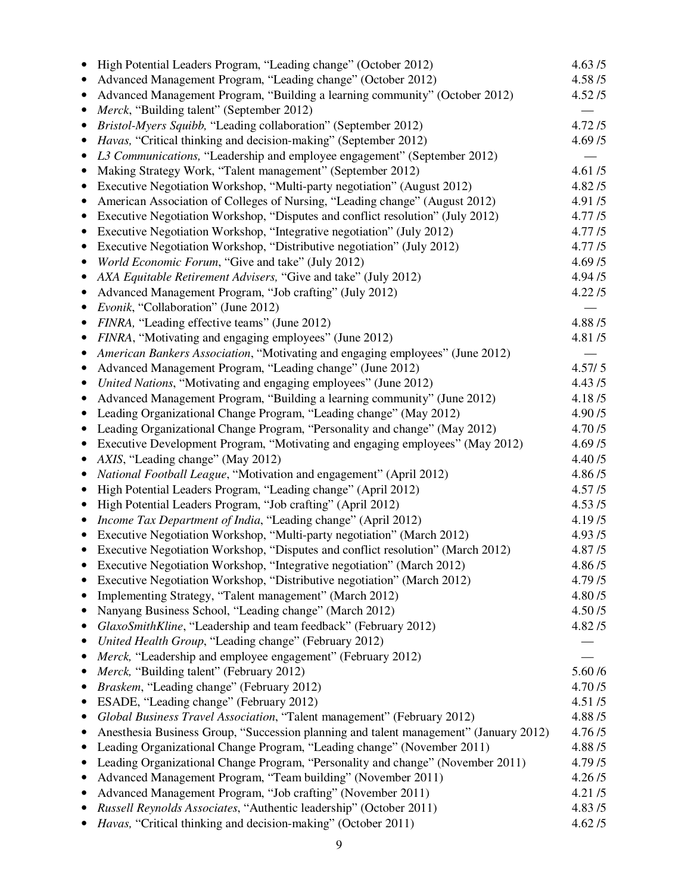- High Potential Leaders Program, "Leading change" (October 2012) 4.63 /5
- Advanced Management Program, "Leading change" (October 2012) 4.58 /5
- Advanced Management Program, "Building a learning community" (October 2012) 4.52 /5
- *Merck*, "Building talent" (September 2012) —
- *Bristol-Myers Squibb,* "Leading collaboration" (September 2012) 4.72 /5
- *Havas,* "Critical thinking and decision-making" (September 2012) 4.69 /5
- *L3 Communications,* "Leadership and employee engagement" (September 2012) —
- Making Strategy Work, "Talent management" (September 2012) 4.61 /5
- Executive Negotiation Workshop, "Multi-party negotiation" (August 2012) 4.82 /5
- American Association of Colleges of Nursing, "Leading change" (August 2012) 4.91 /5
- Executive Negotiation Workshop, "Disputes and conflict resolution" (July 2012) 4.77 /5
- Executive Negotiation Workshop, "Integrative negotiation" (July 2012) 4.77 /5
- Executive Negotiation Workshop, "Distributive negotiation" (July 2012) 4.77 /5
- *World Economic Forum*, "Give and take" (July 2012) 4.69 /5
- *AXA Equitable Retirement Advisers,* "Give and take" (July 2012) 4.94 /5
- Advanced Management Program, "Job crafting" (July 2012) 4.22 /5
- *Evonik*, "Collaboration" (June 2012) —
- *FINRA,* "Leading effective teams" (June 2012) 4.88 /5
- *FINRA*, "Motivating and engaging employees" (June 2012) 4.81 /5
- *American Bankers Association*, "Motivating and engaging employees" (June 2012) —
- Advanced Management Program, "Leading change" (June 2012) 4.57/ 5
- *United Nations*, "Motivating and engaging employees" (June 2012) 4.43 /5
- Advanced Management Program, "Building a learning community" (June 2012) 4.18 /5
- Leading Organizational Change Program, "Leading change" (May 2012) 4.90 /5
- Leading Organizational Change Program, "Personality and change" (May 2012) 4.70 /5
- Executive Development Program, "Motivating and engaging employees" (May 2012) 4.69 /5
- *AXIS*, "Leading change" (May 2012) 4.40 /5
- *National Football League*, "Motivation and engagement" (April 2012) 4.86 /5
- High Potential Leaders Program, "Leading change" (April 2012) 4.57 /5
- High Potential Leaders Program, "Job crafting" (April 2012) 4.53 /5
- *Income Tax Department of India*, "Leading change" (April 2012) 4.19 /5
- Executive Negotiation Workshop, "Multi-party negotiation" (March 2012) 4.93 /5
- Executive Negotiation Workshop, "Disputes and conflict resolution" (March 2012) 4.87 /5
- Executive Negotiation Workshop, "Integrative negotiation" (March 2012) 4.86 /5
- Executive Negotiation Workshop, "Distributive negotiation" (March 2012) 4.79 /5
- Implementing Strategy, "Talent management" (March 2012) 4.80 /5
- Nanyang Business School, "Leading change" (March 2012) 4.50 /5
- *GlaxoSmithKline*, "Leadership and team feedback" (February 2012) 4.82 /5
- *United Health Group*, "Leading change" (February 2012) —
- *Merck,* "Leadership and employee engagement" (February 2012) —
- *Merck,* "Building talent" (February 2012) 5.60 /6
- *Braskem*, "Leading change" (February 2012) 4.70 /5
- ESADE, "Leading change" (February 2012) 4.51 /5
- *Global Business Travel Association*, "Talent management" (February 2012) 4.88 /5
- Anesthesia Business Group, "Succession planning and talent management" (January 2012) 4.76 /5
- Leading Organizational Change Program, "Leading change" (November 2011) 4.88 /5
- Leading Organizational Change Program, "Personality and change" (November 2011) 4.79 /5
- Advanced Management Program, "Team building" (November 2011) 4.26 /5
- Advanced Management Program, "Job crafting" (November 2011) 4.21 /5
- *Russell Reynolds Associates*, "Authentic leadership" (October 2011) 4.83 /5
- *Havas,* "Critical thinking and decision-making" (October 2011) 4.62 /5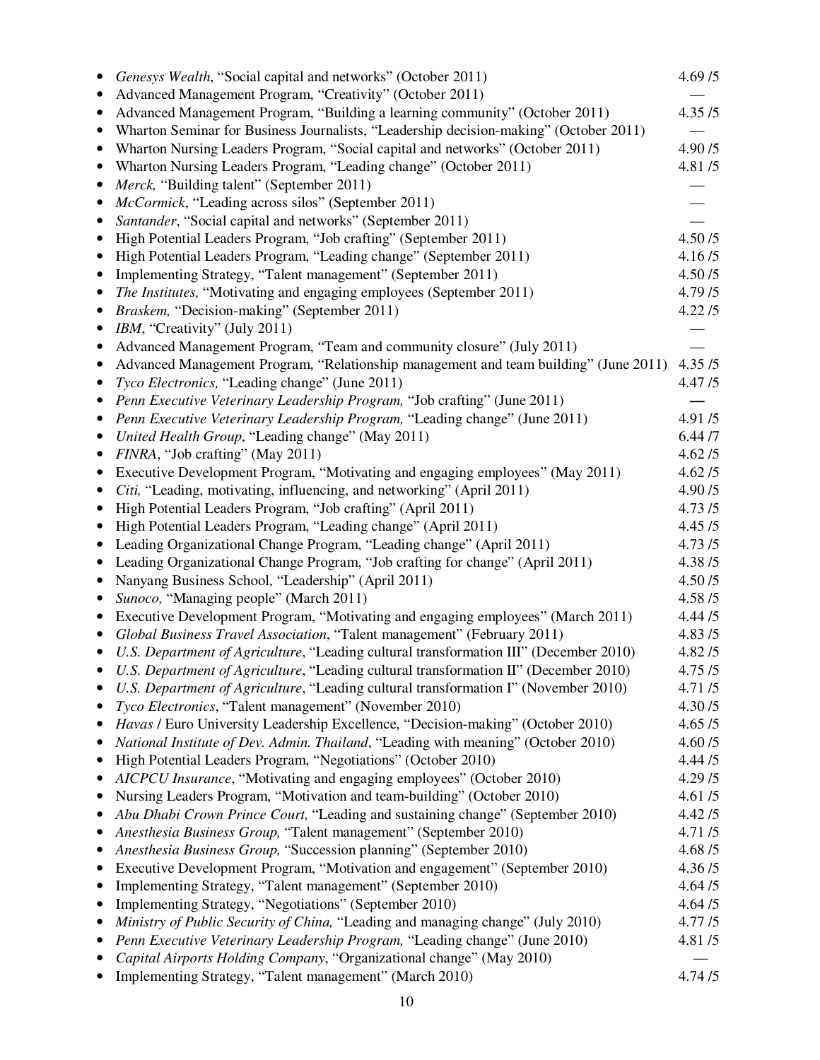- *Genesys Wealth*, "Social capital and networks" (October 2011) 4.69 /5
- Advanced Management Program, "Creativity" (October 2011) —
- Advanced Management Program, "Building a learning community" (October 2011) 4.35 /5
- Wharton Seminar for Business Journalists, "Leadership decision-making" (October 2011) —
- Wharton Nursing Leaders Program, "Social capital and networks" (October 2011) 4.90 /5
- Wharton Nursing Leaders Program, "Leading change" (October 2011) 4.81 /5
- *Merck,* "Building talent" (September 2011) —
- *McCormick*, "Leading across silos" (September 2011) —
- *Santander*, "Social capital and networks" (September 2011) —
- High Potential Leaders Program, "Job crafting" (September 2011) 4.50 /5
- High Potential Leaders Program, "Leading change" (September 2011) 4.16 /5
- Implementing Strategy, "Talent management" (September 2011) 4.50 /5
- *The Institutes,* "Motivating and engaging employees (September 2011) 4.79 /5
- *Braskem,* "Decision-making" (September 2011) 4.22 /5
- *IBM*, "Creativity" (July 2011) —
- Advanced Management Program, "Team and community closure" (July 2011) —
- Advanced Management Program, "Relationship management and team building" (June 2011) 4.35 /5
- *Tyco Electronics,* "Leading change" (June 2011) 4.47 /5
- *Penn Executive Veterinary Leadership Program,* "Job crafting" (June 2011) —
- *Penn Executive Veterinary Leadership Program,* "Leading change" (June 2011) 4.91 /5
- *United Health Group*, "Leading change" (May 2011) 6.44 /7
- *FINRA*, "Job crafting" (May 2011) 4.62 /5
- Executive Development Program, "Motivating and engaging employees" (May 2011) 4.62 /5
- *Citi,* "Leading, motivating, influencing, and networking" (April 2011) 4.90 /5
- High Potential Leaders Program, "Job crafting" (April 2011) 4.73 /5
- High Potential Leaders Program, "Leading change" (April 2011) 4.45 /5
- Leading Organizational Change Program, "Leading change" (April 2011) 4.73 /5
- Leading Organizational Change Program, "Job crafting for change" (April 2011) 4.38 /5
- Nanyang Business School, "Leadership" (April 2011) 4.50 /5
- *Sunoco,* "Managing people" (March 2011) 4.58 /5
- Executive Development Program, "Motivating and engaging employees" (March 2011) 4.44 /5
- *Global Business Travel Association*, "Talent management" (February 2011) 4.83 /5
- *U.S. Department of Agriculture*, "Leading cultural transformation III" (December 2010) 4.82 /5
- *U.S. Department of Agriculture*, "Leading cultural transformation II" (December 2010) 4.75 /5
- *U.S. Department of Agriculture*, "Leading cultural transformation I" (November 2010) 4.71 /5
- *Tyco Electronics*, "Talent management" (November 2010) 4.30 /5
- *Havas* / Euro University Leadership Excellence, "Decision-making" (October 2010) 4.65 /5
- *National Institute of Dev. Admin. Thailand*, "Leading with meaning" (October 2010) 4.60 /5
- High Potential Leaders Program, "Negotiations" (October 2010) 4.44 /5
- *AICPCU Insurance*, "Motivating and engaging employees" (October 2010) 4.29 /5
- Nursing Leaders Program, "Motivation and team-building" (October 2010) 4.61 /5
- *Abu Dhabi Crown Prince Court,* "Leading and sustaining change" (September 2010) 4.42 /5
- *Anesthesia Business Group,* "Talent management" (September 2010) 4.71 /5
- *Anesthesia Business Group,* "Succession planning" (September 2010) 4.68 /5
- Executive Development Program, "Motivation and engagement" (September 2010) 4.36 /5
- Implementing Strategy, "Talent management" (September 2010) 4.64 /5
- Implementing Strategy, "Negotiations" (September 2010) 4.64 /5
- *Ministry of Public Security of China,* "Leading and managing change" (July 2010) 4.77 /5
- *Penn Executive Veterinary Leadership Program,* "Leading change" (June 2010) 4.81 /5
- *Capital Airports Holding Company*, "Organizational change" (May 2010) —
- Implementing Strategy, "Talent management" (March 2010) 4.74 /5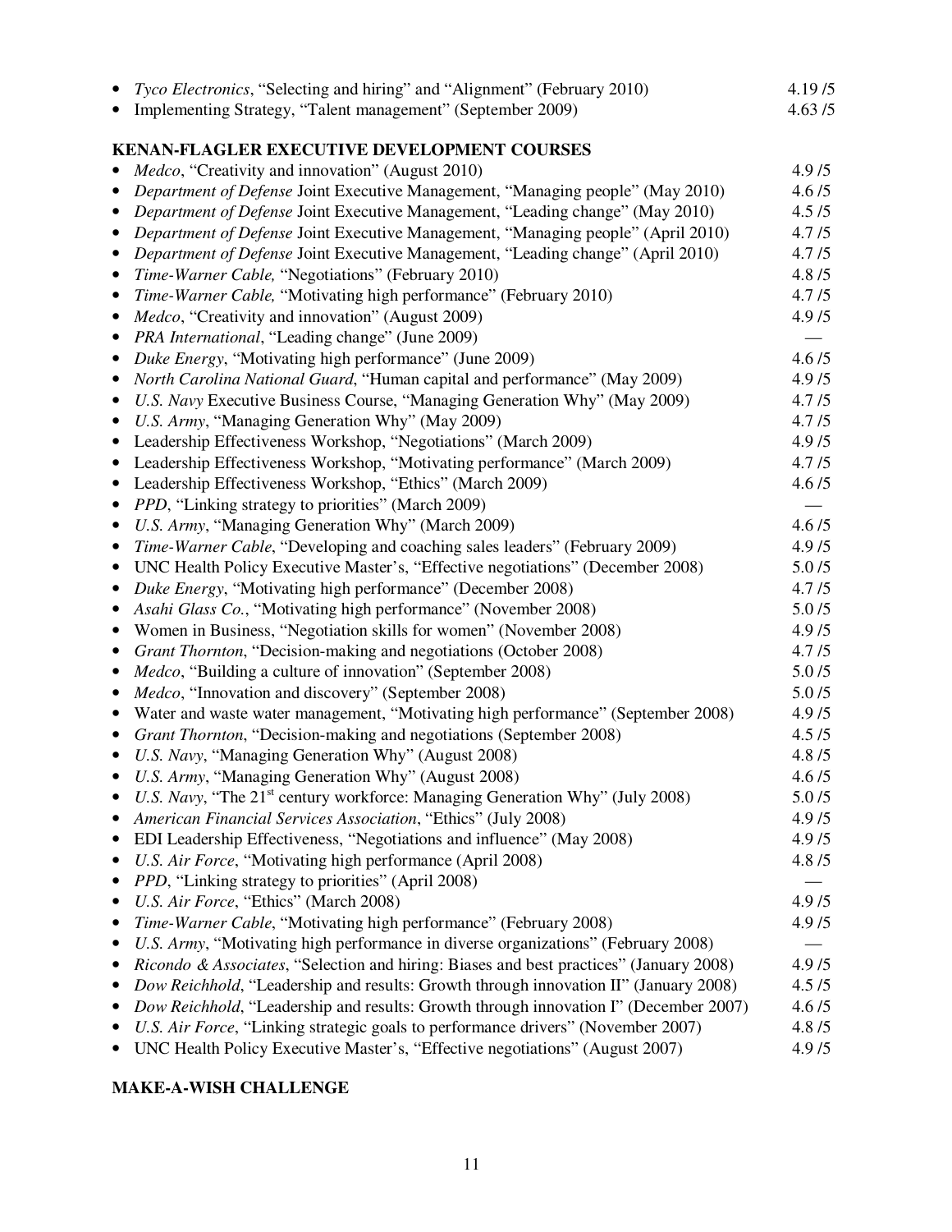- *Tyco Electronics*, "Selecting and hiring" and "Alignment" (February 2010) 4.19 /5
- Implementing Strategy, "Talent management" (September 2009) 4.63 /5

**KENAN-FLAGLER EXECUTIVE DEVELOPMENT COURSES**

- *Medco*, "Creativity and innovation" (August 2010) 4.9 /5
- *Department of Defense* Joint Executive Management, "Managing people" (May 2010) 4.6 /5
- *Department of Defense* Joint Executive Management, "Leading change" (May 2010) 4.5 /5
- *Department of Defense* Joint Executive Management, "Managing people" (April 2010) 4.7 /5
- *Department of Defense* Joint Executive Management, "Leading change" (April 2010) 4.7 /5
- *Time-Warner Cable,* "Negotiations" (February 2010) 4.8 /5
- *Time-Warner Cable,* "Motivating high performance" (February 2010) 4.7 /5
- *Medco*, "Creativity and innovation" (August 2009) 4.9 /5
- *PRA International*, "Leading change" (June 2009) —
- *Duke Energy*, "Motivating high performance" (June 2009) 4.6 /5
- *North Carolina National Guard*, "Human capital and performance" (May 2009) 4.9 /5
- *U.S. Navy* Executive Business Course, "Managing Generation Why" (May 2009) 4.7 /5
- *U.S. Army*, "Managing Generation Why" (May 2009) 4.7 /5
- Leadership Effectiveness Workshop, "Negotiations" (March 2009) 4.9 /5
- Leadership Effectiveness Workshop, "Motivating performance" (March 2009) 4.7 /5
- Leadership Effectiveness Workshop, "Ethics" (March 2009) 4.6 /5
- *PPD*, "Linking strategy to priorities" (March 2009) —
- *U.S. Army*, "Managing Generation Why" (March 2009) 4.6 /5
- *Time-Warner Cable*, "Developing and coaching sales leaders" (February 2009) 4.9 /5
- UNC Health Policy Executive Master's, "Effective negotiations" (December 2008) 5.0 /5
- *Duke Energy*, "Motivating high performance" (December 2008) 4.7 /5
- *Asahi Glass Co.*, "Motivating high performance" (November 2008) 5.0 /5
- Women in Business, "Negotiation skills for women" (November 2008) 4.9 /5
- *Grant Thornton*, "Decision-making and negotiations (October 2008) 4.7 /5
- *Medco*, "Building a culture of innovation" (September 2008) 5.0 /5
- *Medco*, "Innovation and discovery" (September 2008) 5.0 /5
- Water and waste water management, "Motivating high performance" (September 2008) 4.9 /5
- *Grant Thornton*, "Decision-making and negotiations (September 2008) 4.5 /5
- *U.S. Navy*, "Managing Generation Why" (August 2008) 4.8 /5
- *U.S. Army*, "Managing Generation Why" (August 2008) 4.6 /5
- *U.S. Navy*, "The 21st century workforce: Managing Generation Why" (July 2008) 5.0 /5
- *American Financial Services Association*, "Ethics" (July 2008) 4.9 /5
- EDI Leadership Effectiveness, "Negotiations and influence" (May 2008) 4.9 /5
- *U.S. Air Force*, "Motivating high performance (April 2008) 4.8 /5
- *PPD*, "Linking strategy to priorities" (April 2008) —
- *U.S. Air Force*, "Ethics" (March 2008) 4.9 /5
- *Time-Warner Cable*, "Motivating high performance" (February 2008) 4.9 /5
- *U.S. Army*, "Motivating high performance in diverse organizations" (February 2008) —
- *Ricondo & Associates*, "Selection and hiring: Biases and best practices" (January 2008) 4.9 /5
- *Dow Reichhold*, "Leadership and results: Growth through innovation II" (January 2008) 4.5 /5
- *Dow Reichhold,* "Leadership and results: Growth through innovation I" (December 2007) 4.6 /5
- *U.S. Air Force*, "Linking strategic goals to performance drivers" (November 2007) 4.8 /5
- UNC Health Policy Executive Master's, "Effective negotiations" (August 2007) 4.9 /5

**MAKE-A-WISH CHALLENGE**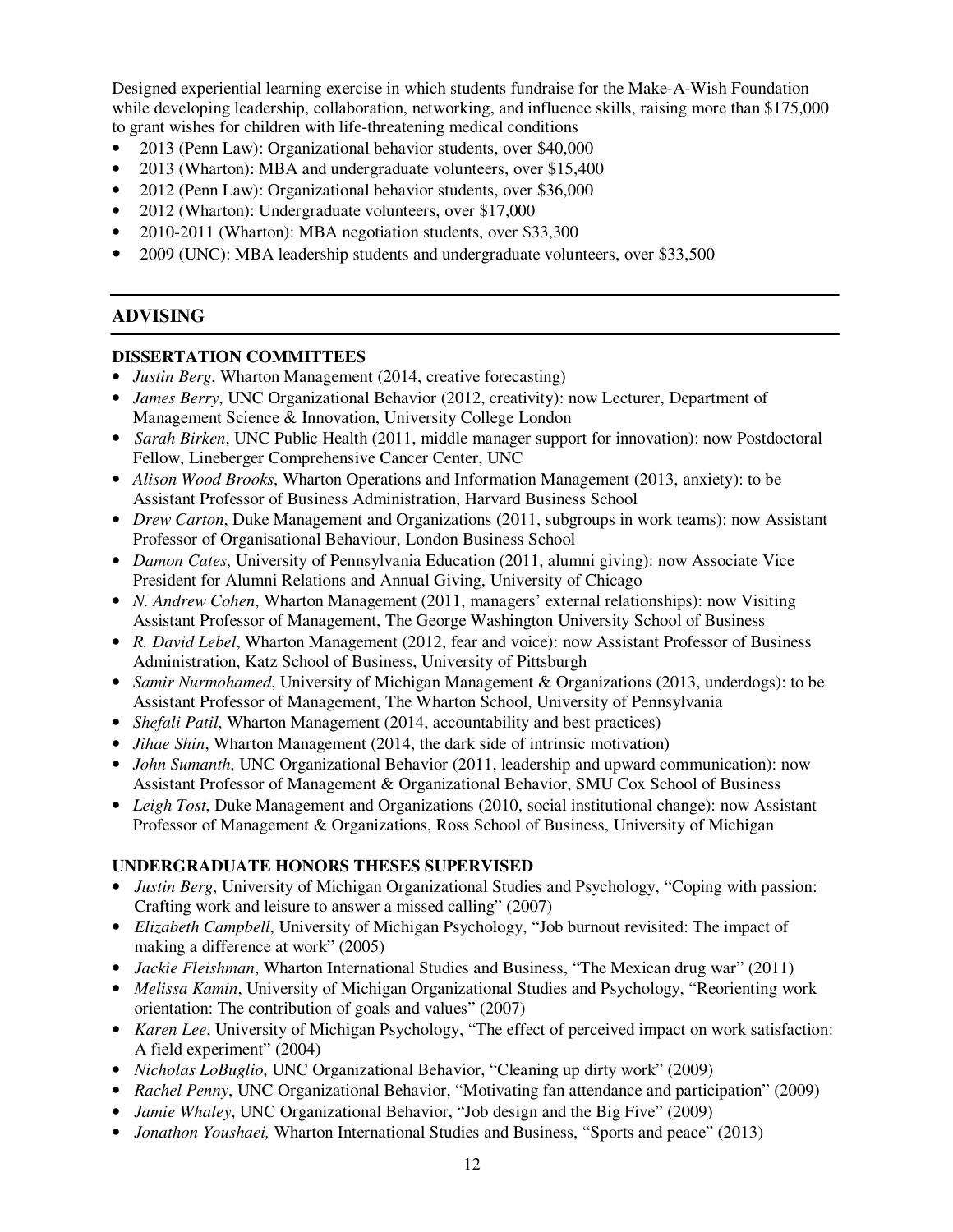Designed experiential learning exercise in which students fundraise for the Make-A-Wish Foundation while developing leadership, collaboration, networking, and influence skills, raising more than $175,000 to grant wishes for children with life-threatening medical conditions

- 2013 (Penn Law): Organizational behavior students, over $40,000
- 2013 (Wharton): MBA and undergraduate volunteers, over $15,400
- 2012 (Penn Law): Organizational behavior students, over $36,000
- 2012 (Wharton): Undergraduate volunteers, over $17,000
- 2010-2011 (Wharton): MBA negotiation students, over $33,300
- 2009 (UNC): MBA leadership students and undergraduate volunteers, over $33,500

## ADVISING

### DISSERTATION COMMITTEES

- *Justin Berg*, Wharton Management (2014, creative forecasting)
- *James Berry*, UNC Organizational Behavior (2012, creativity): now Lecturer, Department of Management Science & Innovation, University College London
- *Sarah Birken*, UNC Public Health (2011, middle manager support for innovation): now Postdoctoral Fellow, Lineberger Comprehensive Cancer Center, UNC
- *Alison Wood Brooks*, Wharton Operations and Information Management (2013, anxiety): to be Assistant Professor of Business Administration, Harvard Business School
- *Drew Carton*, Duke Management and Organizations (2011, subgroups in work teams): now Assistant Professor of Organisational Behaviour, London Business School
- *Damon Cates*, University of Pennsylvania Education (2011, alumni giving): now Associate Vice President for Alumni Relations and Annual Giving, University of Chicago
- *N. Andrew Cohen*, Wharton Management (2011, managers' external relationships): now Visiting Assistant Professor of Management, The George Washington University School of Business
- *R. David Lebel*, Wharton Management (2012, fear and voice): now Assistant Professor of Business Administration, Katz School of Business, University of Pittsburgh
- *Samir Nurmohamed*, University of Michigan Management & Organizations (2013, underdogs): to be Assistant Professor of Management, The Wharton School, University of Pennsylvania
- *Shefali Patil*, Wharton Management (2014, accountability and best practices)
- *Jihae Shin*, Wharton Management (2014, the dark side of intrinsic motivation)
- *John Sumanth*, UNC Organizational Behavior (2011, leadership and upward communication): now Assistant Professor of Management & Organizational Behavior, SMU Cox School of Business
- *Leigh Tost*, Duke Management and Organizations (2010, social institutional change): now Assistant Professor of Management & Organizations, Ross School of Business, University of Michigan

### UNDERGRADUATE HONORS THESES SUPERVISED

- *Justin Berg*, University of Michigan Organizational Studies and Psychology, "Coping with passion: Crafting work and leisure to answer a missed calling" (2007)
- *Elizabeth Campbell*, University of Michigan Psychology, "Job burnout revisited: The impact of making a difference at work" (2005)
- *Jackie Fleishman*, Wharton International Studies and Business, "The Mexican drug war" (2011)
- *Melissa Kamin*, University of Michigan Organizational Studies and Psychology, "Reorienting work orientation: The contribution of goals and values" (2007)
- *Karen Lee*, University of Michigan Psychology, "The effect of perceived impact on work satisfaction: A field experiment" (2004)
- *Nicholas LoBuglio*, UNC Organizational Behavior, "Cleaning up dirty work" (2009)
- *Rachel Penny*, UNC Organizational Behavior, "Motivating fan attendance and participation" (2009)
- *Jamie Whaley*, UNC Organizational Behavior, "Job design and the Big Five" (2009)
- *Jonathon Youshaei,* Wharton International Studies and Business, "Sports and peace" (2013)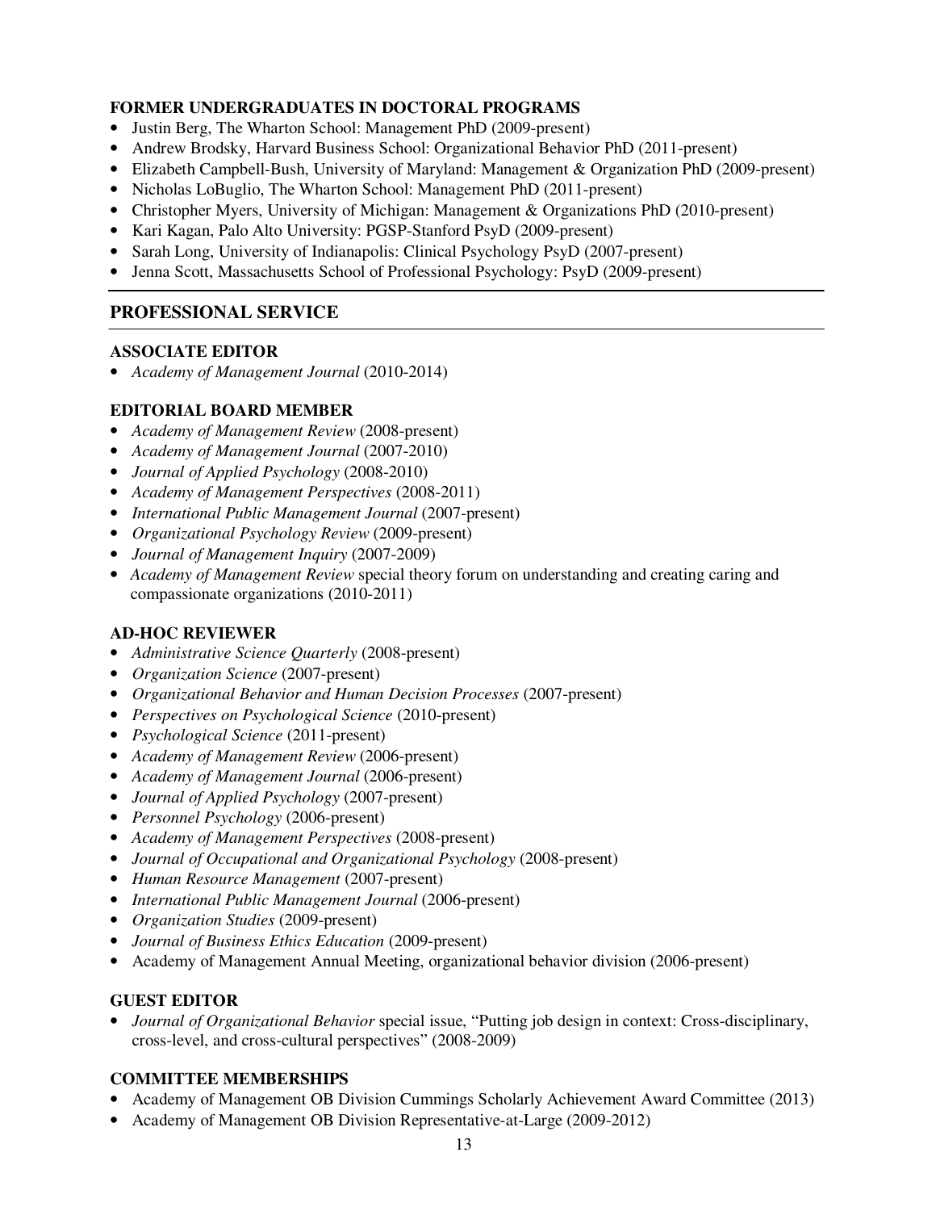### FORMER UNDERGRADUATES IN DOCTORAL PROGRAMS

- Justin Berg, The Wharton School: Management PhD (2009-present)
- Andrew Brodsky, Harvard Business School: Organizational Behavior PhD (2011-present)
- Elizabeth Campbell-Bush, University of Maryland: Management & Organization PhD (2009-present)
- Nicholas LoBuglio, The Wharton School: Management PhD (2011-present)
- Christopher Myers, University of Michigan: Management & Organizations PhD (2010-present)
- Kari Kagan, Palo Alto University: PGSP-Stanford PsyD (2009-present)
- Sarah Long, University of Indianapolis: Clinical Psychology PsyD (2007-present)
- Jenna Scott, Massachusetts School of Professional Psychology: PsyD (2009-present)

## PROFESSIONAL SERVICE

### ASSOCIATE EDITOR

- *Academy of Management Journal* (2010-2014)

### EDITORIAL BOARD MEMBER

- *Academy of Management Review* (2008-present)
- *Academy of Management Journal* (2007-2010)
- *Journal of Applied Psychology* (2008-2010)
- *Academy of Management Perspectives* (2008-2011)
- *International Public Management Journal* (2007-present)
- *Organizational Psychology Review* (2009-present)
- *Journal of Management Inquiry* (2007-2009)
- *Academy of Management Review* special theory forum on understanding and creating caring and compassionate organizations (2010-2011)

### AD-HOC REVIEWER

- *Administrative Science Quarterly* (2008-present)
- *Organization Science* (2007-present)
- *Organizational Behavior and Human Decision Processes* (2007-present)
- *Perspectives on Psychological Science* (2010-present)
- *Psychological Science* (2011-present)
- *Academy of Management Review* (2006-present)
- *Academy of Management Journal* (2006-present)
- *Journal of Applied Psychology* (2007-present)
- *Personnel Psychology* (2006-present)
- *Academy of Management Perspectives* (2008-present)
- *Journal of Occupational and Organizational Psychology* (2008-present)
- *Human Resource Management* (2007-present)
- *International Public Management Journal* (2006-present)
- *Organization Studies* (2009-present)
- *Journal of Business Ethics Education* (2009-present)
- Academy of Management Annual Meeting, organizational behavior division (2006-present)

### GUEST EDITOR

- *Journal of Organizational Behavior* special issue, "Putting job design in context: Cross-disciplinary, cross-level, and cross-cultural perspectives" (2008-2009)

### COMMITTEE MEMBERSHIPS

- Academy of Management OB Division Cummings Scholarly Achievement Award Committee (2013)
- Academy of Management OB Division Representative-at-Large (2009-2012)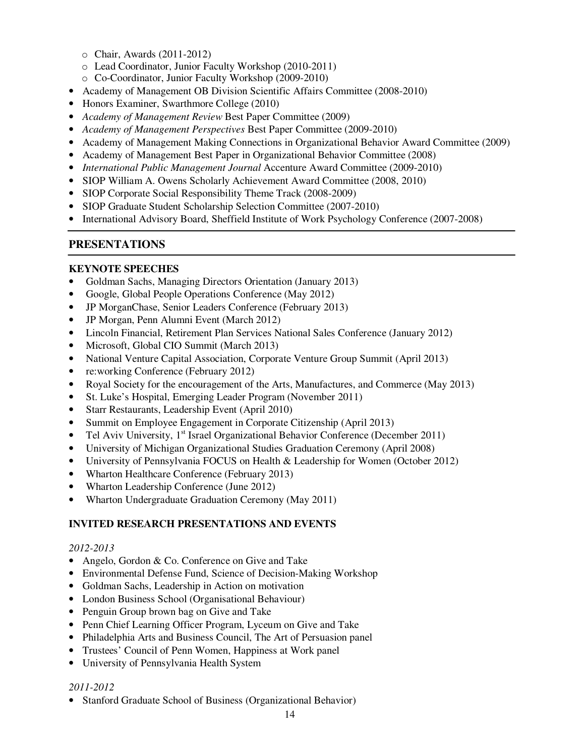- Chair, Awards (2011-2012)
  - Lead Coordinator, Junior Faculty Workshop (2010-2011)
  - Co-Coordinator, Junior Faculty Workshop (2009-2010)
- Academy of Management OB Division Scientific Affairs Committee (2008-2010)
- Honors Examiner, Swarthmore College (2010)
- *Academy of Management Review* Best Paper Committee (2009)
- *Academy of Management Perspectives* Best Paper Committee (2009-2010)
- Academy of Management Making Connections in Organizational Behavior Award Committee (2009)
- Academy of Management Best Paper in Organizational Behavior Committee (2008)
- *International Public Management Journal* Accenture Award Committee (2009-2010)
- SIOP William A. Owens Scholarly Achievement Award Committee (2008, 2010)
- SIOP Corporate Social Responsibility Theme Track (2008-2009)
- SIOP Graduate Student Scholarship Selection Committee (2007-2010)
- International Advisory Board, Sheffield Institute of Work Psychology Conference (2007-2008)

## PRESENTATIONS

### KEYNOTE SPEECHES

- Goldman Sachs, Managing Directors Orientation (January 2013)
- Google, Global People Operations Conference (May 2012)
- JP MorganChase, Senior Leaders Conference (February 2013)
- JP Morgan, Penn Alumni Event (March 2012)
- Lincoln Financial, Retirement Plan Services National Sales Conference (January 2012)
- Microsoft, Global CIO Summit (March 2013)
- National Venture Capital Association, Corporate Venture Group Summit (April 2013)
- re:working Conference (February 2012)
- Royal Society for the encouragement of the Arts, Manufactures, and Commerce (May 2013)
- St. Luke's Hospital, Emerging Leader Program (November 2011)
- Starr Restaurants, Leadership Event (April 2010)
- Summit on Employee Engagement in Corporate Citizenship (April 2013)
- Tel Aviv University, 1st Israel Organizational Behavior Conference (December 2011)
- University of Michigan Organizational Studies Graduation Ceremony (April 2008)
- University of Pennsylvania FOCUS on Health & Leadership for Women (October 2012)
- Wharton Healthcare Conference (February 2013)
- Wharton Leadership Conference (June 2012)
- Wharton Undergraduate Graduation Ceremony (May 2011)

### INVITED RESEARCH PRESENTATIONS AND EVENTS

*2012-2013*

- Angelo, Gordon & Co. Conference on Give and Take
- Environmental Defense Fund, Science of Decision-Making Workshop
- Goldman Sachs, Leadership in Action on motivation
- London Business School (Organisational Behaviour)
- Penguin Group brown bag on Give and Take
- Penn Chief Learning Officer Program, Lyceum on Give and Take
- Philadelphia Arts and Business Council, The Art of Persuasion panel
- Trustees' Council of Penn Women, Happiness at Work panel
- University of Pennsylvania Health System

*2011-2012*

- Stanford Graduate School of Business (Organizational Behavior)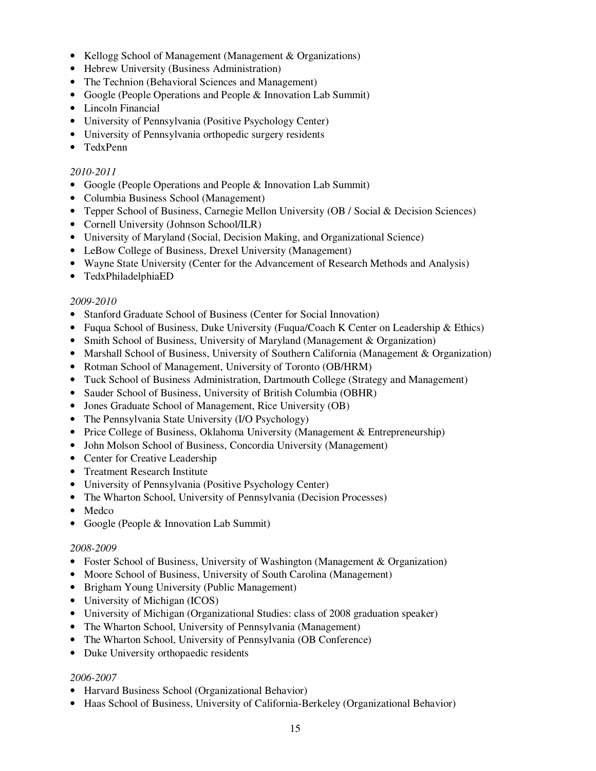- Kellogg School of Management (Management & Organizations)
- Hebrew University (Business Administration)
- The Technion (Behavioral Sciences and Management)
- Google (People Operations and People & Innovation Lab Summit)
- Lincoln Financial
- University of Pennsylvania (Positive Psychology Center)
- University of Pennsylvania orthopedic surgery residents
- TedxPenn

*2010-2011*
- Google (People Operations and People & Innovation Lab Summit)
- Columbia Business School (Management)
- Tepper School of Business, Carnegie Mellon University (OB / Social & Decision Sciences)
- Cornell University (Johnson School/ILR)
- University of Maryland (Social, Decision Making, and Organizational Science)
- LeBow College of Business, Drexel University (Management)
- Wayne State University (Center for the Advancement of Research Methods and Analysis)
- TedxPhiladelphiaED

*2009-2010*
- Stanford Graduate School of Business (Center for Social Innovation)
- Fuqua School of Business, Duke University (Fuqua/Coach K Center on Leadership & Ethics)
- Smith School of Business, University of Maryland (Management & Organization)
- Marshall School of Business, University of Southern California (Management & Organization)
- Rotman School of Management, University of Toronto (OB/HRM)
- Tuck School of Business Administration, Dartmouth College (Strategy and Management)
- Sauder School of Business, University of British Columbia (OBHR)
- Jones Graduate School of Management, Rice University (OB)
- The Pennsylvania State University (I/O Psychology)
- Price College of Business, Oklahoma University (Management & Entrepreneurship)
- John Molson School of Business, Concordia University (Management)
- Center for Creative Leadership
- Treatment Research Institute
- University of Pennsylvania (Positive Psychology Center)
- The Wharton School, University of Pennsylvania (Decision Processes)
- Medco
- Google (People & Innovation Lab Summit)

*2008-2009*
- Foster School of Business, University of Washington (Management & Organization)
- Moore School of Business, University of South Carolina (Management)
- Brigham Young University (Public Management)
- University of Michigan (ICOS)
- University of Michigan (Organizational Studies: class of 2008 graduation speaker)
- The Wharton School, University of Pennsylvania (Management)
- The Wharton School, University of Pennsylvania (OB Conference)
- Duke University orthopaedic residents

*2006-2007*
- Harvard Business School (Organizational Behavior)
- Haas School of Business, University of California-Berkeley (Organizational Behavior)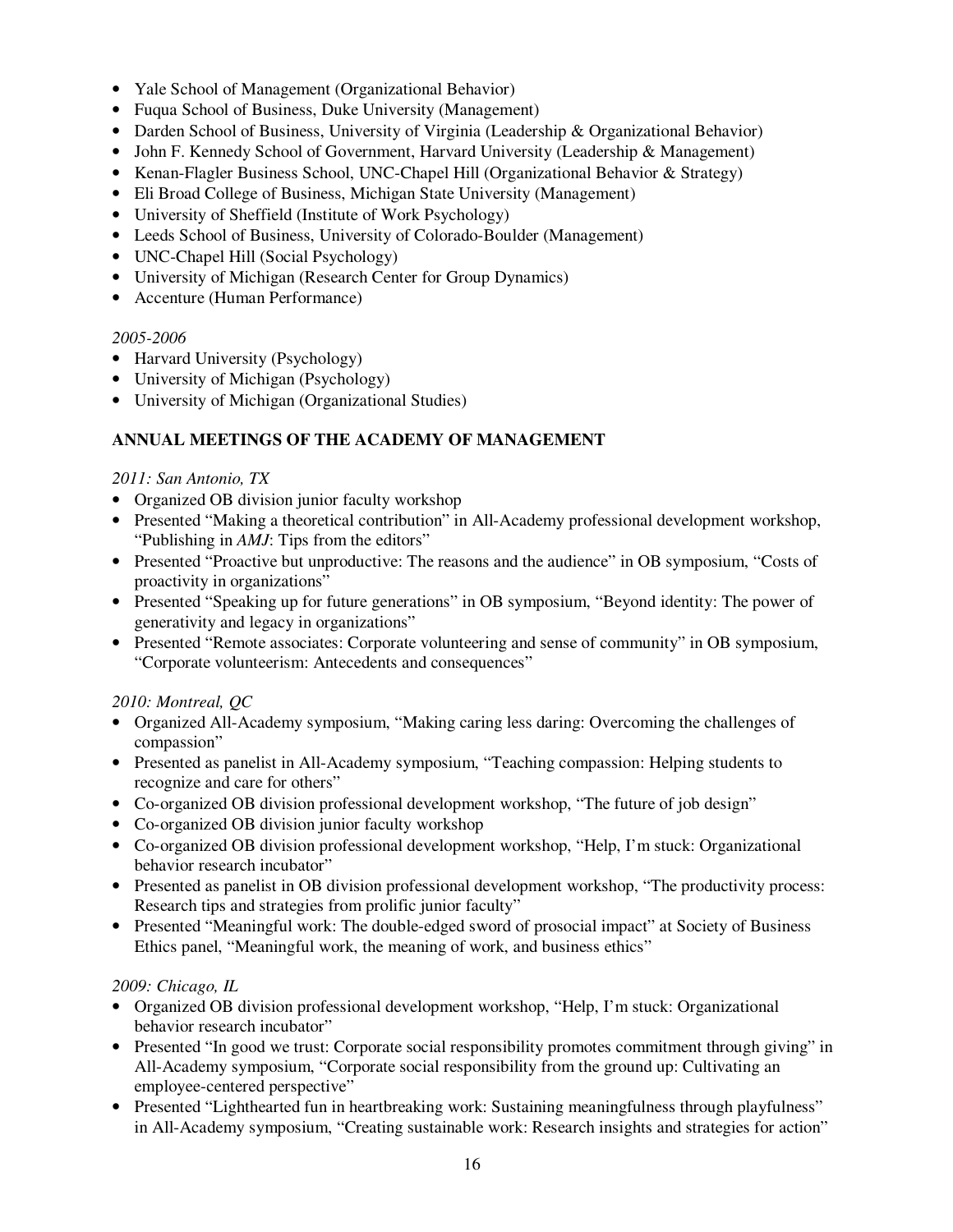- Yale School of Management (Organizational Behavior)
- Fuqua School of Business, Duke University (Management)
- Darden School of Business, University of Virginia (Leadership & Organizational Behavior)
- John F. Kennedy School of Government, Harvard University (Leadership & Management)
- Kenan-Flagler Business School, UNC-Chapel Hill (Organizational Behavior & Strategy)
- Eli Broad College of Business, Michigan State University (Management)
- University of Sheffield (Institute of Work Psychology)
- Leeds School of Business, University of Colorado-Boulder (Management)
- UNC-Chapel Hill (Social Psychology)
- University of Michigan (Research Center for Group Dynamics)
- Accenture (Human Performance)

*2005-2006*

- Harvard University (Psychology)
- University of Michigan (Psychology)
- University of Michigan (Organizational Studies)

**ANNUAL MEETINGS OF THE ACADEMY OF MANAGEMENT**

*2011: San Antonio, TX*

- Organized OB division junior faculty workshop
- Presented "Making a theoretical contribution" in All-Academy professional development workshop, "Publishing in *AMJ*: Tips from the editors"
- Presented "Proactive but unproductive: The reasons and the audience" in OB symposium, "Costs of proactivity in organizations"
- Presented "Speaking up for future generations" in OB symposium, "Beyond identity: The power of generativity and legacy in organizations"
- Presented "Remote associates: Corporate volunteering and sense of community" in OB symposium, "Corporate volunteerism: Antecedents and consequences"

*2010: Montreal, QC*

- Organized All-Academy symposium, "Making caring less daring: Overcoming the challenges of compassion"
- Presented as panelist in All-Academy symposium, "Teaching compassion: Helping students to recognize and care for others"
- Co-organized OB division professional development workshop, "The future of job design"
- Co-organized OB division junior faculty workshop
- Co-organized OB division professional development workshop, "Help, I'm stuck: Organizational behavior research incubator"
- Presented as panelist in OB division professional development workshop, "The productivity process: Research tips and strategies from prolific junior faculty"
- Presented "Meaningful work: The double-edged sword of prosocial impact" at Society of Business Ethics panel, "Meaningful work, the meaning of work, and business ethics"

*2009: Chicago, IL*

- Organized OB division professional development workshop, "Help, I'm stuck: Organizational behavior research incubator"
- Presented "In good we trust: Corporate social responsibility promotes commitment through giving" in All-Academy symposium, "Corporate social responsibility from the ground up: Cultivating an employee-centered perspective"
- Presented "Lighthearted fun in heartbreaking work: Sustaining meaningfulness through playfulness" in All-Academy symposium, "Creating sustainable work: Research insights and strategies for action"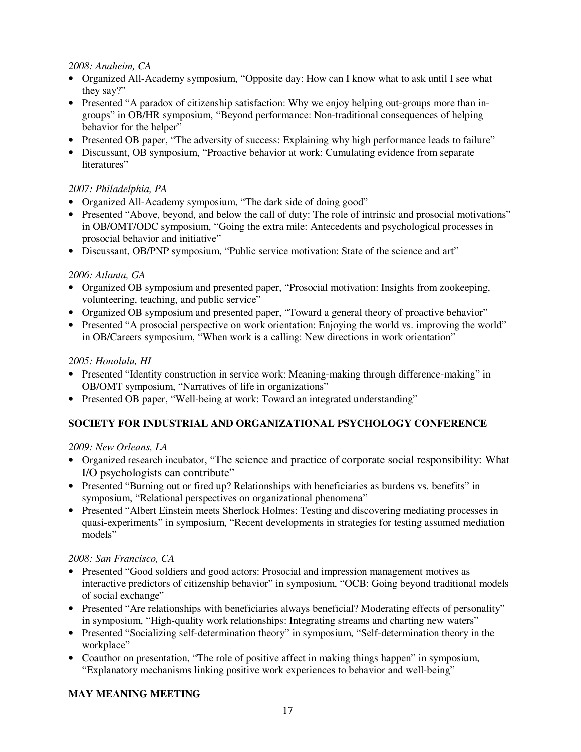*2008: Anaheim, CA*

- Organized All-Academy symposium, "Opposite day: How can I know what to ask until I see what they say?"
- Presented "A paradox of citizenship satisfaction: Why we enjoy helping out-groups more than in-groups" in OB/HR symposium, "Beyond performance: Non-traditional consequences of helping behavior for the helper"
- Presented OB paper, "The adversity of success: Explaining why high performance leads to failure"
- Discussant, OB symposium, "Proactive behavior at work: Cumulating evidence from separate literatures"

*2007: Philadelphia, PA*

- Organized All-Academy symposium, "The dark side of doing good"
- Presented "Above, beyond, and below the call of duty: The role of intrinsic and prosocial motivations" in OB/OMT/ODC symposium, "Going the extra mile: Antecedents and psychological processes in prosocial behavior and initiative"
- Discussant, OB/PNP symposium, "Public service motivation: State of the science and art"

*2006: Atlanta, GA*

- Organized OB symposium and presented paper, "Prosocial motivation: Insights from zookeeping, volunteering, teaching, and public service"
- Organized OB symposium and presented paper, "Toward a general theory of proactive behavior"
- Presented "A prosocial perspective on work orientation: Enjoying the world vs. improving the world" in OB/Careers symposium, "When work is a calling: New directions in work orientation"

*2005: Honolulu, HI*

- Presented "Identity construction in service work: Meaning-making through difference-making" in OB/OMT symposium, "Narratives of life in organizations"
- Presented OB paper, "Well-being at work: Toward an integrated understanding"

**SOCIETY FOR INDUSTRIAL AND ORGANIZATIONAL PSYCHOLOGY CONFERENCE**

*2009: New Orleans, LA*

- Organized research incubator, "The science and practice of corporate social responsibility: What I/O psychologists can contribute"
- Presented "Burning out or fired up? Relationships with beneficiaries as burdens vs. benefits" in symposium, "Relational perspectives on organizational phenomena"
- Presented "Albert Einstein meets Sherlock Holmes: Testing and discovering mediating processes in quasi-experiments" in symposium, "Recent developments in strategies for testing assumed mediation models"

*2008: San Francisco, CA*

- Presented "Good soldiers and good actors: Prosocial and impression management motives as interactive predictors of citizenship behavior" in symposium, "OCB: Going beyond traditional models of social exchange"
- Presented "Are relationships with beneficiaries always beneficial? Moderating effects of personality" in symposium, "High-quality work relationships: Integrating streams and charting new waters"
- Presented "Socializing self-determination theory" in symposium, "Self-determination theory in the workplace"
- Coauthor on presentation, "The role of positive affect in making things happen" in symposium, "Explanatory mechanisms linking positive work experiences to behavior and well-being"

**MAY MEANING MEETING**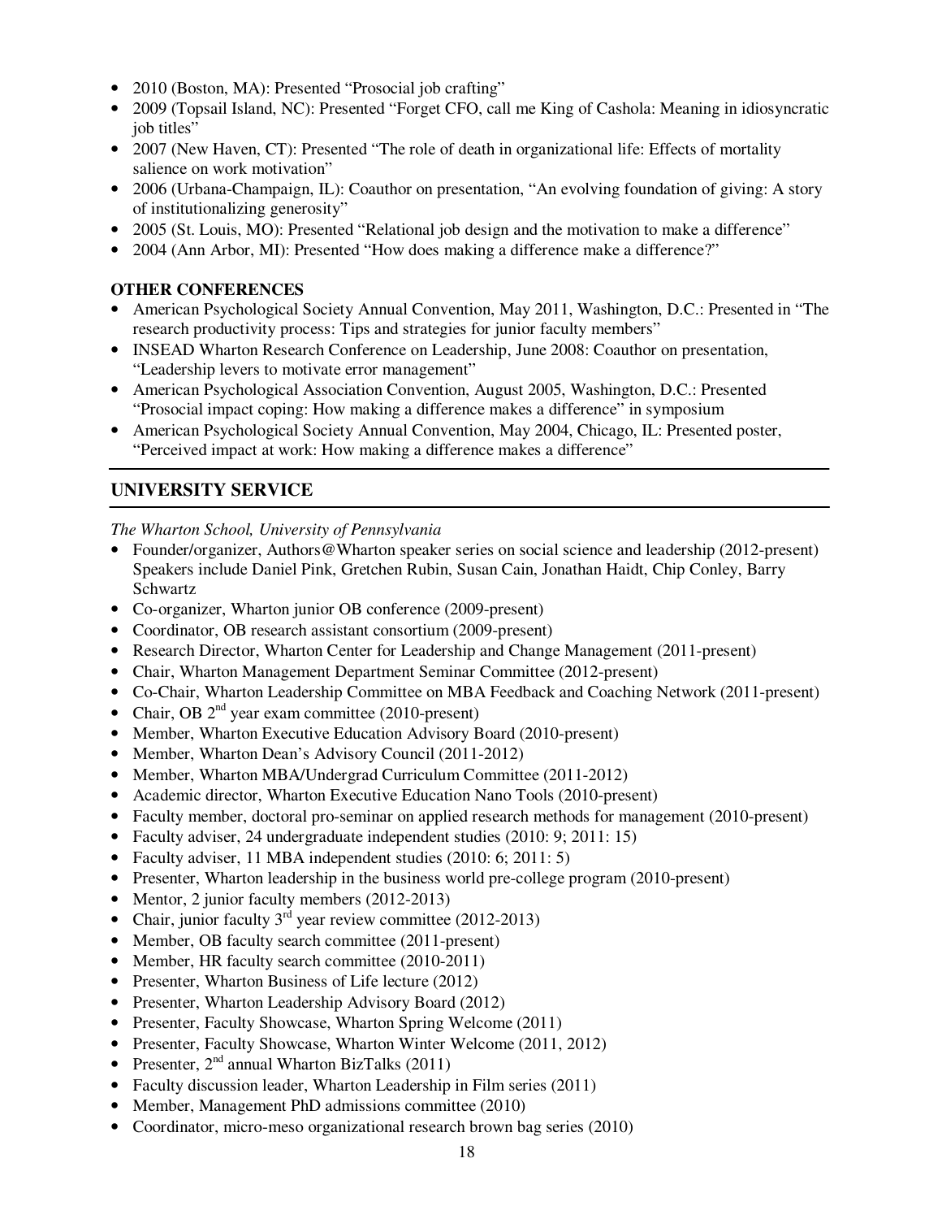- 2010 (Boston, MA): Presented "Prosocial job crafting"
- 2009 (Topsail Island, NC): Presented "Forget CFO, call me King of Cashola: Meaning in idiosyncratic job titles"
- 2007 (New Haven, CT): Presented "The role of death in organizational life: Effects of mortality salience on work motivation"
- 2006 (Urbana-Champaign, IL): Coauthor on presentation, "An evolving foundation of giving: A story of institutionalizing generosity"
- 2005 (St. Louis, MO): Presented "Relational job design and the motivation to make a difference"
- 2004 (Ann Arbor, MI): Presented "How does making a difference make a difference?"

**OTHER CONFERENCES**

- American Psychological Society Annual Convention, May 2011, Washington, D.C.: Presented in "The research productivity process: Tips and strategies for junior faculty members"
- INSEAD Wharton Research Conference on Leadership, June 2008: Coauthor on presentation, "Leadership levers to motivate error management"
- American Psychological Association Convention, August 2005, Washington, D.C.: Presented "Prosocial impact coping: How making a difference makes a difference" in symposium
- American Psychological Society Annual Convention, May 2004, Chicago, IL: Presented poster, "Perceived impact at work: How making a difference makes a difference"

## UNIVERSITY SERVICE

*The Wharton School, University of Pennsylvania*

- Founder/organizer, Authors@Wharton speaker series on social science and leadership (2012-present) Speakers include Daniel Pink, Gretchen Rubin, Susan Cain, Jonathan Haidt, Chip Conley, Barry Schwartz
- Co-organizer, Wharton junior OB conference (2009-present)
- Coordinator, OB research assistant consortium (2009-present)
- Research Director, Wharton Center for Leadership and Change Management (2011-present)
- Chair, Wharton Management Department Seminar Committee (2012-present)
- Co-Chair, Wharton Leadership Committee on MBA Feedback and Coaching Network (2011-present)
- Chair, OB 2nd year exam committee (2010-present)
- Member, Wharton Executive Education Advisory Board (2010-present)
- Member, Wharton Dean's Advisory Council (2011-2012)
- Member, Wharton MBA/Undergrad Curriculum Committee (2011-2012)
- Academic director, Wharton Executive Education Nano Tools (2010-present)
- Faculty member, doctoral pro-seminar on applied research methods for management (2010-present)
- Faculty adviser, 24 undergraduate independent studies (2010: 9; 2011: 15)
- Faculty adviser, 11 MBA independent studies (2010: 6; 2011: 5)
- Presenter, Wharton leadership in the business world pre-college program (2010-present)
- Mentor, 2 junior faculty members (2012-2013)
- Chair, junior faculty 3rd year review committee (2012-2013)
- Member, OB faculty search committee (2011-present)
- Member, HR faculty search committee (2010-2011)
- Presenter, Wharton Business of Life lecture (2012)
- Presenter, Wharton Leadership Advisory Board (2012)
- Presenter, Faculty Showcase, Wharton Spring Welcome (2011)
- Presenter, Faculty Showcase, Wharton Winter Welcome (2011, 2012)
- Presenter, 2nd annual Wharton BizTalks (2011)
- Faculty discussion leader, Wharton Leadership in Film series (2011)
- Member, Management PhD admissions committee (2010)
- Coordinator, micro-meso organizational research brown bag series (2010)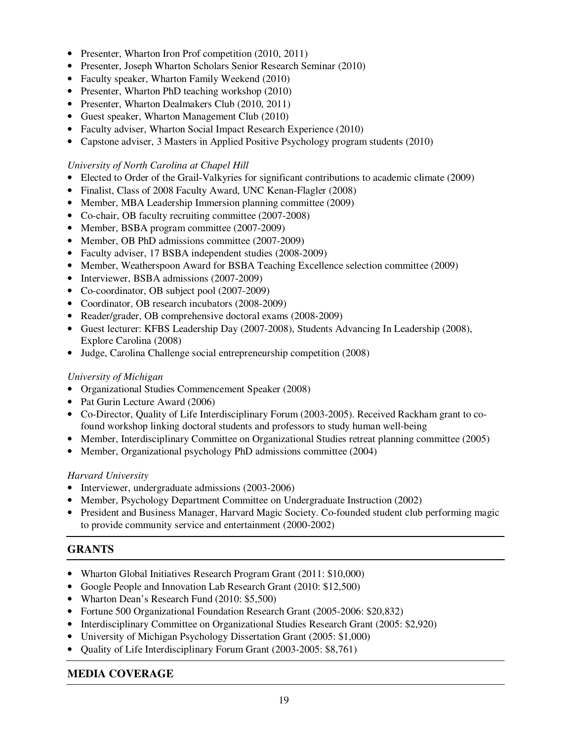- Presenter, Wharton Iron Prof competition (2010, 2011)
- Presenter, Joseph Wharton Scholars Senior Research Seminar (2010)
- Faculty speaker, Wharton Family Weekend (2010)
- Presenter, Wharton PhD teaching workshop (2010)
- Presenter, Wharton Dealmakers Club (2010, 2011)
- Guest speaker, Wharton Management Club (2010)
- Faculty adviser, Wharton Social Impact Research Experience (2010)
- Capstone adviser, 3 Masters in Applied Positive Psychology program students (2010)

*University of North Carolina at Chapel Hill*

- Elected to Order of the Grail-Valkyries for significant contributions to academic climate (2009)
- Finalist, Class of 2008 Faculty Award, UNC Kenan-Flagler (2008)
- Member, MBA Leadership Immersion planning committee (2009)
- Co-chair, OB faculty recruiting committee (2007-2008)
- Member, BSBA program committee (2007-2009)
- Member, OB PhD admissions committee (2007-2009)
- Faculty adviser, 17 BSBA independent studies (2008-2009)
- Member, Weatherspoon Award for BSBA Teaching Excellence selection committee (2009)
- Interviewer, BSBA admissions (2007-2009)
- Co-coordinator, OB subject pool (2007-2009)
- Coordinator, OB research incubators (2008-2009)
- Reader/grader, OB comprehensive doctoral exams (2008-2009)
- Guest lecturer: KFBS Leadership Day (2007-2008), Students Advancing In Leadership (2008), Explore Carolina (2008)
- Judge, Carolina Challenge social entrepreneurship competition (2008)

*University of Michigan*

- Organizational Studies Commencement Speaker (2008)
- Pat Gurin Lecture Award (2006)
- Co-Director, Quality of Life Interdisciplinary Forum (2003-2005). Received Rackham grant to co-found workshop linking doctoral students and professors to study human well-being
- Member, Interdisciplinary Committee on Organizational Studies retreat planning committee (2005)
- Member, Organizational psychology PhD admissions committee (2004)

*Harvard University*

- Interviewer, undergraduate admissions (2003-2006)
- Member, Psychology Department Committee on Undergraduate Instruction (2002)
- President and Business Manager, Harvard Magic Society. Co-founded student club performing magic to provide community service and entertainment (2000-2002)

## GRANTS

- Wharton Global Initiatives Research Program Grant (2011: $10,000)
- Google People and Innovation Lab Research Grant (2010: $12,500)
- Wharton Dean's Research Fund (2010: $5,500)
- Fortune 500 Organizational Foundation Research Grant (2005-2006: $20,832)
- Interdisciplinary Committee on Organizational Studies Research Grant (2005: $2,920)
- University of Michigan Psychology Dissertation Grant (2005: $1,000)
- Quality of Life Interdisciplinary Forum Grant (2003-2005: $8,761)

## MEDIA COVERAGE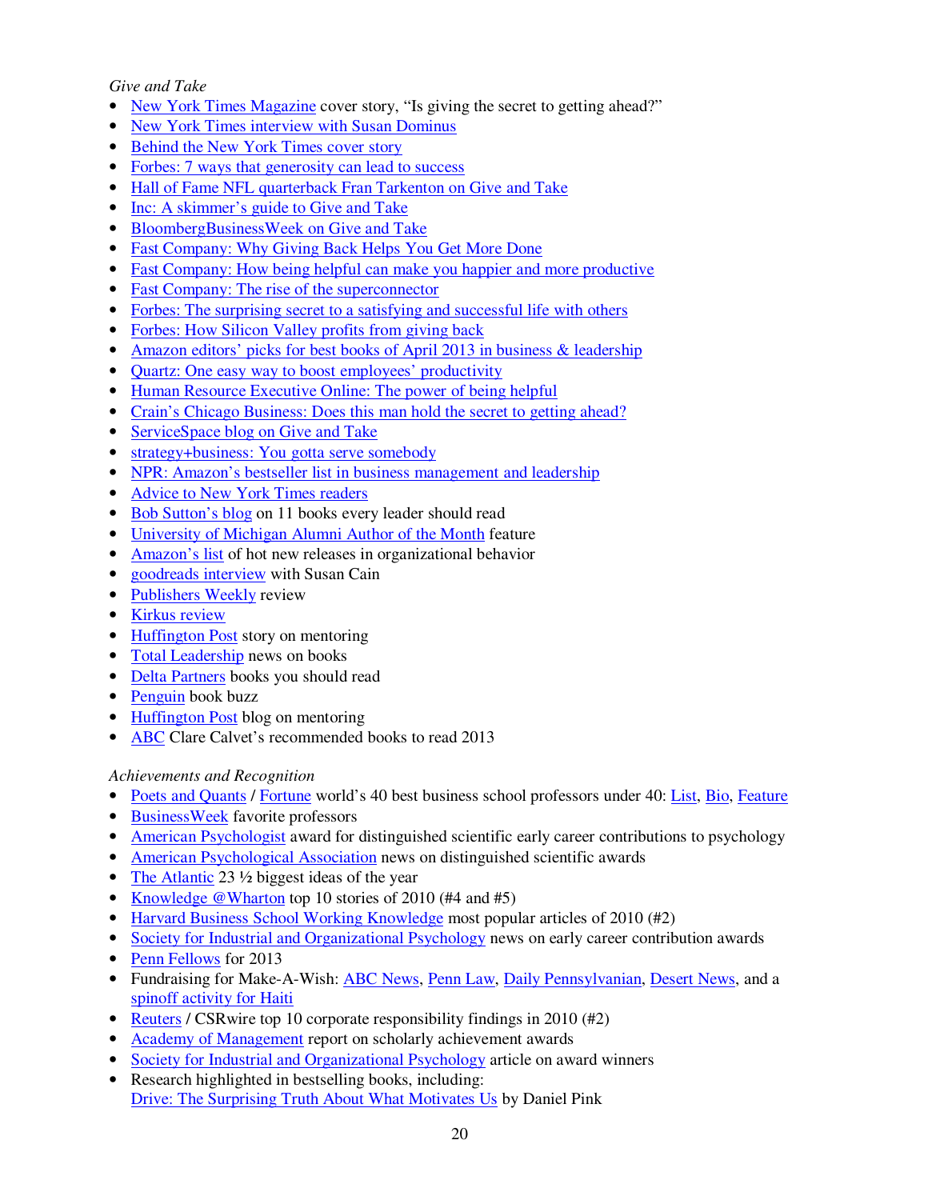*Give and Take*

- New York Times Magazine cover story, “Is giving the secret to getting ahead?”
- New York Times interview with Susan Dominus
- Behind the New York Times cover story
- Forbes: 7 ways that generosity can lead to success
- Hall of Fame NFL quarterback Fran Tarkenton on Give and Take
- Inc: A skimmer’s guide to Give and Take
- BloombergBusinessWeek on Give and Take
- Fast Company: Why Giving Back Helps You Get More Done
- Fast Company: How being helpful can make you happier and more productive
- Fast Company: The rise of the superconnector
- Forbes: The surprising secret to a satisfying and successful life with others
- Forbes: How Silicon Valley profits from giving back
- Amazon editors’ picks for best books of April 2013 in business & leadership
- Quartz: One easy way to boost employees’ productivity
- Human Resource Executive Online: The power of being helpful
- Crain’s Chicago Business: Does this man hold the secret to getting ahead?
- ServiceSpace blog on Give and Take
- strategy+business: You gotta serve somebody
- NPR: Amazon’s bestseller list in business management and leadership
- Advice to New York Times readers
- Bob Sutton’s blog on 11 books every leader should read
- University of Michigan Alumni Author of the Month feature
- Amazon’s list of hot new releases in organizational behavior
- goodreads interview with Susan Cain
- Publishers Weekly review
- Kirkus review
- Huffington Post story on mentoring
- Total Leadership news on books
- Delta Partners books you should read
- Penguin book buzz
- Huffington Post blog on mentoring
- ABC Clare Calvet’s recommended books to read 2013

*Achievements and Recognition*

- Poets and Quants / Fortune world’s 40 best business school professors under 40: List, Bio, Feature
- BusinessWeek favorite professors
- American Psychologist award for distinguished scientific early career contributions to psychology
- American Psychological Association news on distinguished scientific awards
- The Atlantic 23 ½ biggest ideas of the year
- Knowledge @Wharton top 10 stories of 2010 (#4 and #5)
- Harvard Business School Working Knowledge most popular articles of 2010 (#2)
- Society for Industrial and Organizational Psychology news on early career contribution awards
- Penn Fellows for 2013
- Fundraising for Make-A-Wish: ABC News, Penn Law, Daily Pennsylvanian, Desert News, and a spinoff activity for Haiti
- Reuters / CSRwire top 10 corporate responsibility findings in 2010 (#2)
- Academy of Management report on scholarly achievement awards
- Society for Industrial and Organizational Psychology article on award winners
- Research highlighted in bestselling books, including:
  Drive: The Surprising Truth About What Motivates Us by Daniel Pink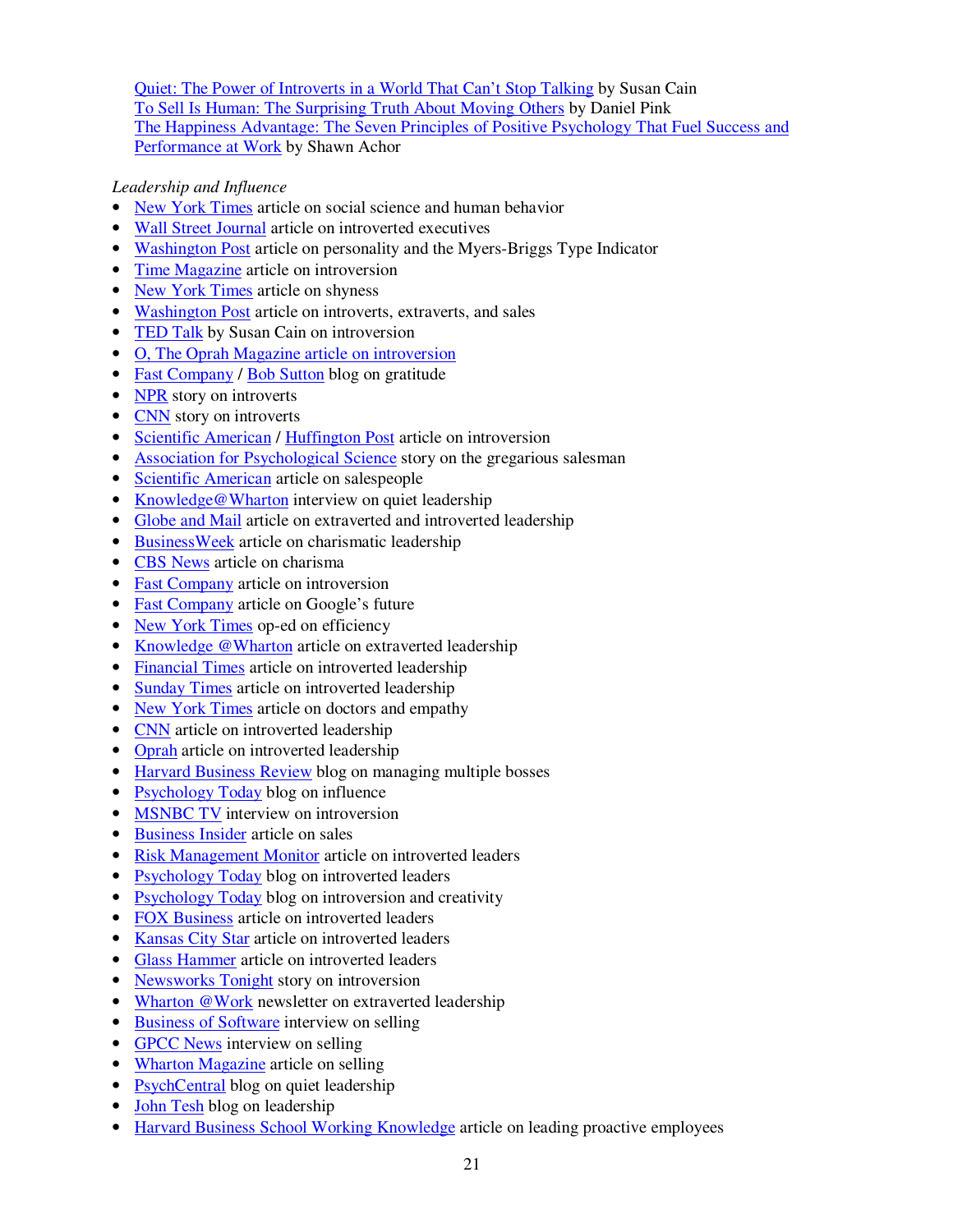Quiet: The Power of Introverts in a World That Can't Stop Talking by Susan Cain
To Sell Is Human: The Surprising Truth About Moving Others by Daniel Pink
The Happiness Advantage: The Seven Principles of Positive Psychology That Fuel Success and Performance at Work by Shawn Achor

*Leadership and Influence*

- New York Times article on social science and human behavior
- Wall Street Journal article on introverted executives
- Washington Post article on personality and the Myers-Briggs Type Indicator
- Time Magazine article on introversion
- New York Times article on shyness
- Washington Post article on introverts, extraverts, and sales
- TED Talk by Susan Cain on introversion
- O, The Oprah Magazine article on introversion
- Fast Company / Bob Sutton blog on gratitude
- NPR story on introverts
- CNN story on introverts
- Scientific American / Huffington Post article on introversion
- Association for Psychological Science story on the gregarious salesman
- Scientific American article on salespeople
- Knowledge@Wharton interview on quiet leadership
- Globe and Mail article on extraverted and introverted leadership
- BusinessWeek article on charismatic leadership
- CBS News article on charisma
- Fast Company article on introversion
- Fast Company article on Google's future
- New York Times op-ed on efficiency
- Knowledge @Wharton article on extraverted leadership
- Financial Times article on introverted leadership
- Sunday Times article on introverted leadership
- New York Times article on doctors and empathy
- CNN article on introverted leadership
- Oprah article on introverted leadership
- Harvard Business Review blog on managing multiple bosses
- Psychology Today blog on influence
- MSNBC TV interview on introversion
- Business Insider article on sales
- Risk Management Monitor article on introverted leaders
- Psychology Today blog on introverted leaders
- Psychology Today blog on introversion and creativity
- FOX Business article on introverted leaders
- Kansas City Star article on introverted leaders
- Glass Hammer article on introverted leaders
- Newsworks Tonight story on introversion
- Wharton @Work newsletter on extraverted leadership
- Business of Software interview on selling
- GPCC News interview on selling
- Wharton Magazine article on selling
- PsychCentral blog on quiet leadership
- John Tesh blog on leadership
- Harvard Business School Working Knowledge article on leading proactive employees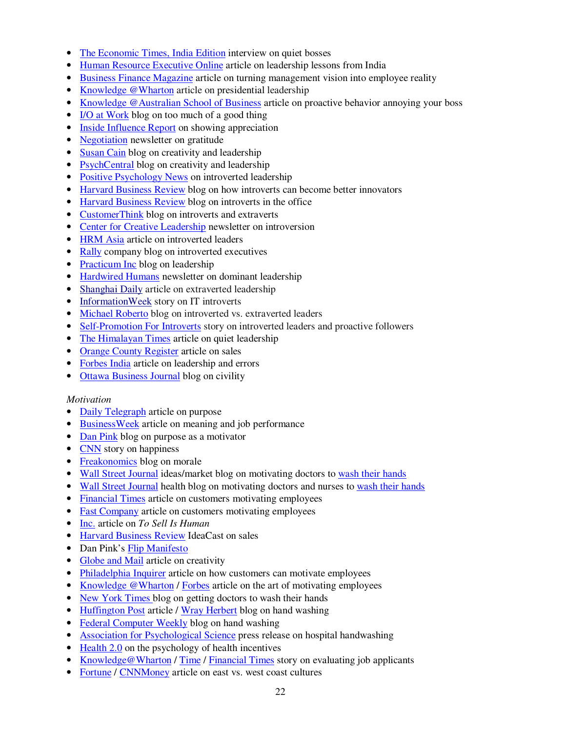- The Economic Times, India Edition interview on quiet bosses
- Human Resource Executive Online article on leadership lessons from India
- Business Finance Magazine article on turning management vision into employee reality
- Knowledge @Wharton article on presidential leadership
- Knowledge @Australian School of Business article on proactive behavior annoying your boss
- I/O at Work blog on too much of a good thing
- Inside Influence Report on showing appreciation
- Negotiation newsletter on gratitude
- Susan Cain blog on creativity and leadership
- PsychCentral blog on creativity and leadership
- Positive Psychology News on introverted leadership
- Harvard Business Review blog on how introverts can become better innovators
- Harvard Business Review blog on introverts in the office
- CustomerThink blog on introverts and extraverts
- Center for Creative Leadership newsletter on introversion
- HRM Asia article on introverted leaders
- Rally company blog on introverted executives
- Practicum Inc blog on leadership
- Hardwired Humans newsletter on dominant leadership
- Shanghai Daily article on extraverted leadership
- InformationWeek story on IT introverts
- Michael Roberto blog on introverted vs. extraverted leaders
- Self-Promotion For Introverts story on introverted leaders and proactive followers
- The Himalayan Times article on quiet leadership
- Orange County Register article on sales
- Forbes India article on leadership and errors
- Ottawa Business Journal blog on civility

*Motivation*

- Daily Telegraph article on purpose
- BusinessWeek article on meaning and job performance
- Dan Pink blog on purpose as a motivator
- CNN story on happiness
- Freakonomics blog on morale
- Wall Street Journal ideas/market blog on motivating doctors to wash their hands
- Wall Street Journal health blog on motivating doctors and nurses to wash their hands
- Financial Times article on customers motivating employees
- Fast Company article on customers motivating employees
- Inc. article on *To Sell Is Human*
- Harvard Business Review IdeaCast on sales
- Dan Pink's Flip Manifesto
- Globe and Mail article on creativity
- Philadelphia Inquirer article on how customers can motivate employees
- Knowledge @Wharton / Forbes article on the art of motivating employees
- New York Times blog on getting doctors to wash their hands
- Huffington Post article / Wray Herbert blog on hand washing
- Federal Computer Weekly blog on hand washing
- Association for Psychological Science press release on hospital handwashing
- Health 2.0 on the psychology of health incentives
- Knowledge@Wharton / Time / Financial Times story on evaluating job applicants
- Fortune / CNNMoney article on east vs. west coast cultures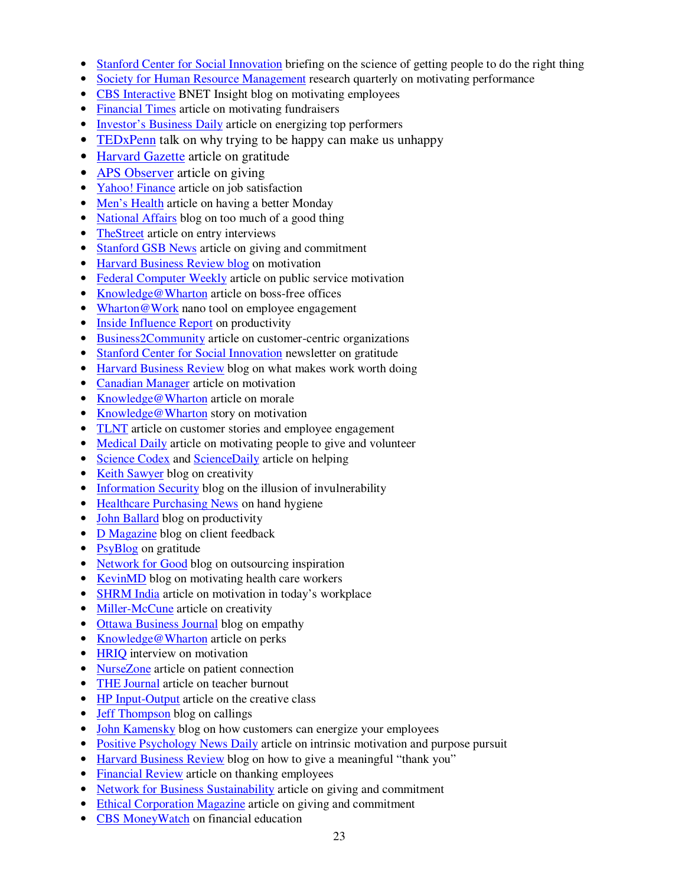- Stanford Center for Social Innovation briefing on the science of getting people to do the right thing
- Society for Human Resource Management research quarterly on motivating performance
- CBS Interactive BNET Insight blog on motivating employees
- Financial Times article on motivating fundraisers
- Investor's Business Daily article on energizing top performers
- TEDxPenn talk on why trying to be happy can make us unhappy
- Harvard Gazette article on gratitude
- APS Observer article on giving
- Yahoo! Finance article on job satisfaction
- Men's Health article on having a better Monday
- National Affairs blog on too much of a good thing
- TheStreet article on entry interviews
- Stanford GSB News article on giving and commitment
- Harvard Business Review blog on motivation
- Federal Computer Weekly article on public service motivation
- Knowledge@Wharton article on boss-free offices
- Wharton@Work nano tool on employee engagement
- Inside Influence Report on productivity
- Business2Community article on customer-centric organizations
- Stanford Center for Social Innovation newsletter on gratitude
- Harvard Business Review blog on what makes work worth doing
- Canadian Manager article on motivation
- Knowledge@Wharton article on morale
- Knowledge@Wharton story on motivation
- TLNT article on customer stories and employee engagement
- Medical Daily article on motivating people to give and volunteer
- Science Codex and ScienceDaily article on helping
- Keith Sawyer blog on creativity
- Information Security blog on the illusion of invulnerability
- Healthcare Purchasing News on hand hygiene
- John Ballard blog on productivity
- D Magazine blog on client feedback
- PsyBlog on gratitude
- Network for Good blog on outsourcing inspiration
- KevinMD blog on motivating health care workers
- SHRM India article on motivation in today's workplace
- Miller-McCune article on creativity
- Ottawa Business Journal blog on empathy
- Knowledge@Wharton article on perks
- HRIQ interview on motivation
- NurseZone article on patient connection
- THE Journal article on teacher burnout
- HP Input-Output article on the creative class
- Jeff Thompson blog on callings
- John Kamensky blog on how customers can energize your employees
- Positive Psychology News Daily article on intrinsic motivation and purpose pursuit
- Harvard Business Review blog on how to give a meaningful "thank you"
- Financial Review article on thanking employees
- Network for Business Sustainability article on giving and commitment
- Ethical Corporation Magazine article on giving and commitment
- CBS MoneyWatch on financial education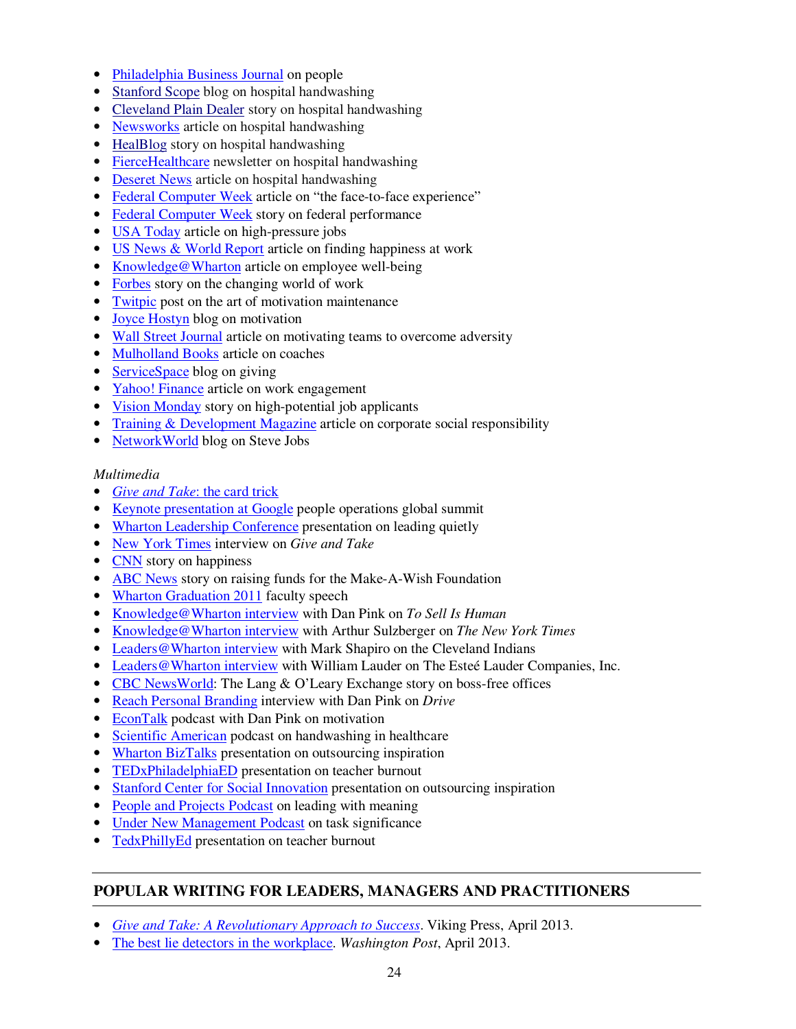- Philadelphia Business Journal on people
- Stanford Scope blog on hospital handwashing
- Cleveland Plain Dealer story on hospital handwashing
- Newsworks article on hospital handwashing
- HealBlog story on hospital handwashing
- FierceHealthcare newsletter on hospital handwashing
- Deseret News article on hospital handwashing
- Federal Computer Week article on "the face-to-face experience"
- Federal Computer Week story on federal performance
- USA Today article on high-pressure jobs
- US News & World Report article on finding happiness at work
- Knowledge@Wharton article on employee well-being
- Forbes story on the changing world of work
- Twitpic post on the art of motivation maintenance
- Joyce Hostyn blog on motivation
- Wall Street Journal article on motivating teams to overcome adversity
- Mulholland Books article on coaches
- ServiceSpace blog on giving
- Yahoo! Finance article on work engagement
- Vision Monday story on high-potential job applicants
- Training & Development Magazine article on corporate social responsibility
- NetworkWorld blog on Steve Jobs

*Multimedia*

- *Give and Take*: the card trick
- Keynote presentation at Google people operations global summit
- Wharton Leadership Conference presentation on leading quietly
- New York Times interview on *Give and Take*
- CNN story on happiness
- ABC News story on raising funds for the Make-A-Wish Foundation
- Wharton Graduation 2011 faculty speech
- Knowledge@Wharton interview with Dan Pink on *To Sell Is Human*
- Knowledge@Wharton interview with Arthur Sulzberger on *The New York Times*
- Leaders@Wharton interview with Mark Shapiro on the Cleveland Indians
- Leaders@Wharton interview with William Lauder on The Esteé Lauder Companies, Inc.
- CBC NewsWorld: The Lang & O'Leary Exchange story on boss-free offices
- Reach Personal Branding interview with Dan Pink on *Drive*
- EconTalk podcast with Dan Pink on motivation
- Scientific American podcast on handwashing in healthcare
- Wharton BizTalks presentation on outsourcing inspiration
- TEDxPhiladelphiaED presentation on teacher burnout
- Stanford Center for Social Innovation presentation on outsourcing inspiration
- People and Projects Podcast on leading with meaning
- Under New Management Podcast on task significance
- TedxPhillyEd presentation on teacher burnout

## POPULAR WRITING FOR LEADERS, MANAGERS AND PRACTITIONERS

- *Give and Take: A Revolutionary Approach to Success*. Viking Press, April 2013.
- The best lie detectors in the workplace. *Washington Post*, April 2013.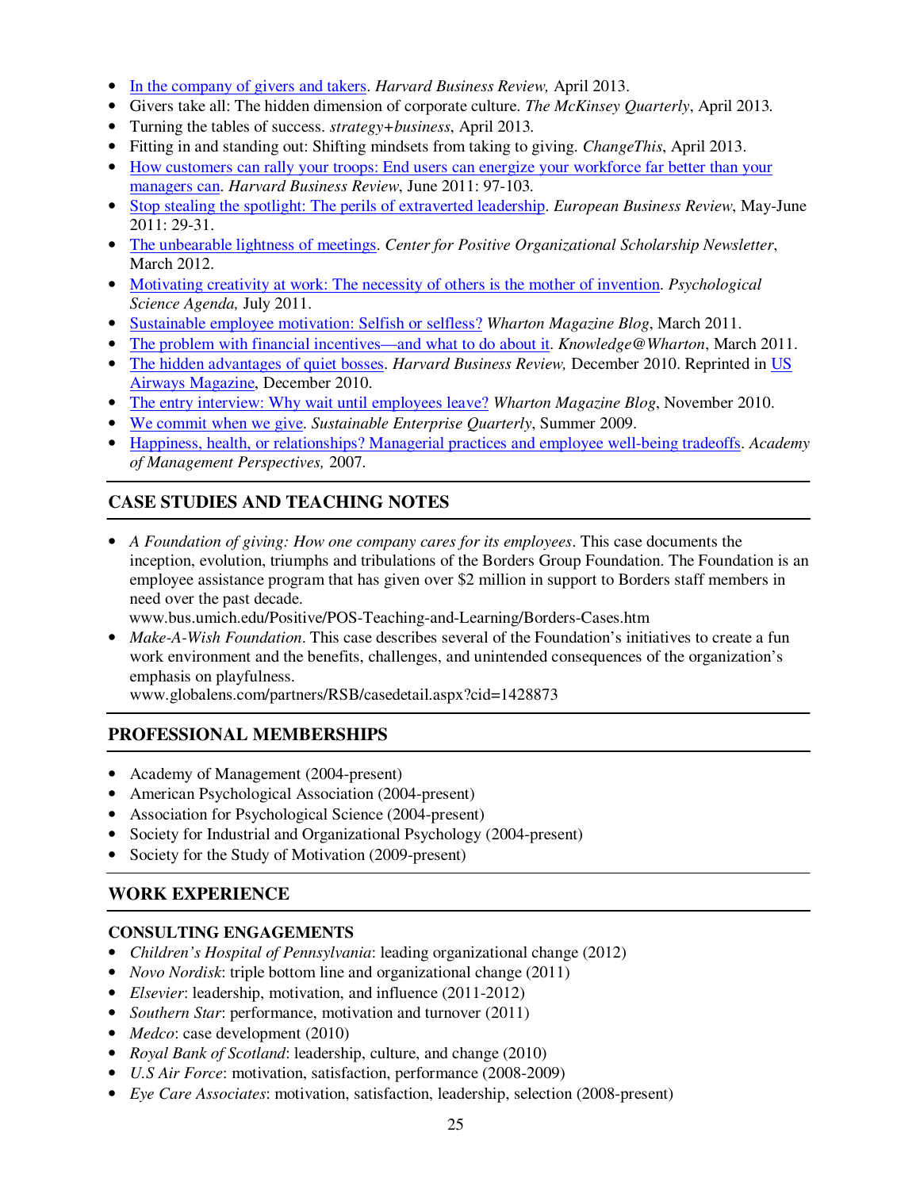- In the company of givers and takers. *Harvard Business Review,* April 2013.
- Givers take all: The hidden dimension of corporate culture. *The McKinsey Quarterly*, April 2013.
- Turning the tables of success. *strategy+business*, April 2013.
- Fitting in and standing out: Shifting mindsets from taking to giving. *ChangeThis*, April 2013.
- How customers can rally your troops: End users can energize your workforce far better than your managers can. *Harvard Business Review*, June 2011: 97-103.
- Stop stealing the spotlight: The perils of extraverted leadership. *European Business Review*, May-June 2011: 29-31.
- The unbearable lightness of meetings. *Center for Positive Organizational Scholarship Newsletter*, March 2012.
- Motivating creativity at work: The necessity of others is the mother of invention. *Psychological Science Agenda,* July 2011.
- Sustainable employee motivation: Selfish or selfless? *Wharton Magazine Blog*, March 2011.
- The problem with financial incentives—and what to do about it. *Knowledge@Wharton*, March 2011.
- The hidden advantages of quiet bosses. *Harvard Business Review,* December 2010. Reprinted in US Airways Magazine, December 2010.
- The entry interview: Why wait until employees leave? *Wharton Magazine Blog*, November 2010.
- We commit when we give. *Sustainable Enterprise Quarterly*, Summer 2009.
- Happiness, health, or relationships? Managerial practices and employee well-being tradeoffs. *Academy of Management Perspectives,* 2007.

## CASE STUDIES AND TEACHING NOTES

- *A Foundation of giving: How one company cares for its employees*. This case documents the inception, evolution, triumphs and tribulations of the Borders Group Foundation. The Foundation is an employee assistance program that has given over $2 million in support to Borders staff members in need over the past decade.
  www.bus.umich.edu/Positive/POS-Teaching-and-Learning/Borders-Cases.htm
- *Make-A-Wish Foundation*. This case describes several of the Foundation's initiatives to create a fun work environment and the benefits, challenges, and unintended consequences of the organization's emphasis on playfulness.
  www.globalens.com/partners/RSB/casedetail.aspx?cid=1428873

## PROFESSIONAL MEMBERSHIPS

- Academy of Management (2004-present)
- American Psychological Association (2004-present)
- Association for Psychological Science (2004-present)
- Society for Industrial and Organizational Psychology (2004-present)
- Society for the Study of Motivation (2009-present)

## WORK EXPERIENCE

### CONSULTING ENGAGEMENTS

- *Children's Hospital of Pennsylvania*: leading organizational change (2012)
- *Novo Nordisk*: triple bottom line and organizational change (2011)
- *Elsevier*: leadership, motivation, and influence (2011-2012)
- *Southern Star*: performance, motivation and turnover (2011)
- *Medco*: case development (2010)
- *Royal Bank of Scotland*: leadership, culture, and change (2010)
- *U.S Air Force*: motivation, satisfaction, performance (2008-2009)
- *Eye Care Associates*: motivation, satisfaction, leadership, selection (2008-present)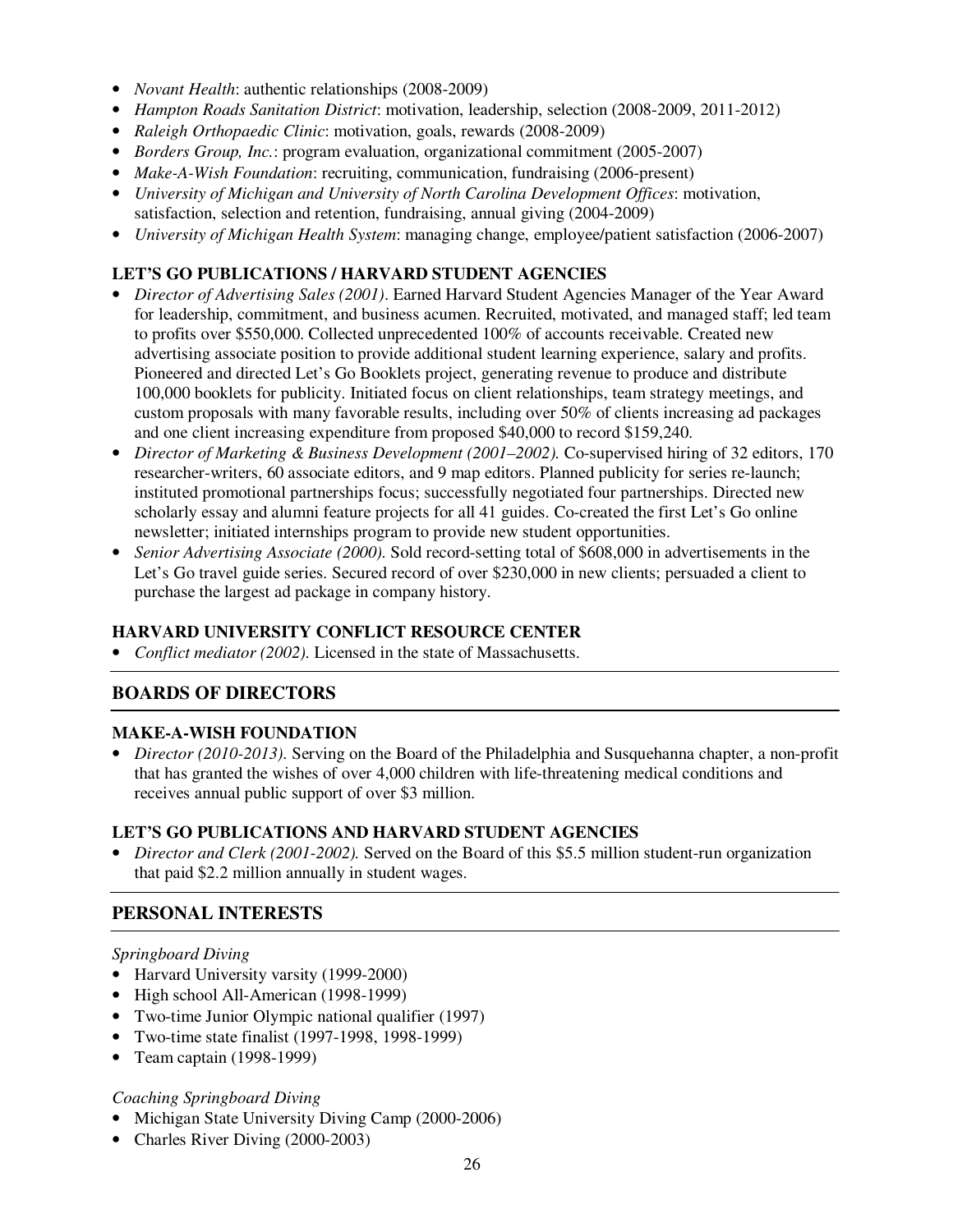- *Novant Health*: authentic relationships (2008-2009)
- *Hampton Roads Sanitation District*: motivation, leadership, selection (2008-2009, 2011-2012)
- *Raleigh Orthopaedic Clinic*: motivation, goals, rewards (2008-2009)
- *Borders Group, Inc.*: program evaluation, organizational commitment (2005-2007)
- *Make-A-Wish Foundation*: recruiting, communication, fundraising (2006-present)
- *University of Michigan and University of North Carolina Development Offices*: motivation, satisfaction, selection and retention, fundraising, annual giving (2004-2009)
- *University of Michigan Health System*: managing change, employee/patient satisfaction (2006-2007)

### LET'S GO PUBLICATIONS / HARVARD STUDENT AGENCIES

- *Director of Advertising Sales (2001)*. Earned Harvard Student Agencies Manager of the Year Award for leadership, commitment, and business acumen. Recruited, motivated, and managed staff; led team to profits over $550,000. Collected unprecedented 100% of accounts receivable. Created new advertising associate position to provide additional student learning experience, salary and profits. Pioneered and directed Let's Go Booklets project, generating revenue to produce and distribute 100,000 booklets for publicity. Initiated focus on client relationships, team strategy meetings, and custom proposals with many favorable results, including over 50% of clients increasing ad packages and one client increasing expenditure from proposed $40,000 to record $159,240.
- *Director of Marketing & Business Development (2001–2002).* Co-supervised hiring of 32 editors, 170 researcher-writers, 60 associate editors, and 9 map editors. Planned publicity for series re-launch; instituted promotional partnerships focus; successfully negotiated four partnerships. Directed new scholarly essay and alumni feature projects for all 41 guides. Co-created the first Let's Go online newsletter; initiated internships program to provide new student opportunities.
- *Senior Advertising Associate (2000).* Sold record-setting total of $608,000 in advertisements in the Let's Go travel guide series. Secured record of over $230,000 in new clients; persuaded a client to purchase the largest ad package in company history.

### HARVARD UNIVERSITY CONFLICT RESOURCE CENTER

- *Conflict mediator (2002).* Licensed in the state of Massachusetts.

## BOARDS OF DIRECTORS

### MAKE-A-WISH FOUNDATION

- *Director (2010-2013).* Serving on the Board of the Philadelphia and Susquehanna chapter, a non-profit that has granted the wishes of over 4,000 children with life-threatening medical conditions and receives annual public support of over $3 million.

### LET'S GO PUBLICATIONS AND HARVARD STUDENT AGENCIES

- *Director and Clerk (2001-2002).* Served on the Board of this $5.5 million student-run organization that paid $2.2 million annually in student wages.

## PERSONAL INTERESTS

*Springboard Diving*

- Harvard University varsity (1999-2000)
- High school All-American (1998-1999)
- Two-time Junior Olympic national qualifier (1997)
- Two-time state finalist (1997-1998, 1998-1999)
- Team captain (1998-1999)

*Coaching Springboard Diving*

- Michigan State University Diving Camp (2000-2006)
- Charles River Diving (2000-2003)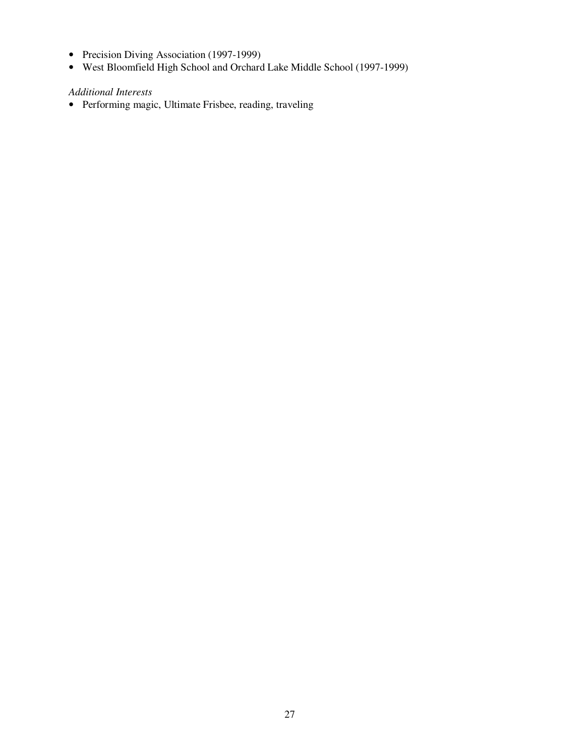- Precision Diving Association (1997-1999)
- West Bloomfield High School and Orchard Lake Middle School (1997-1999)

*Additional Interests*

- Performing magic, Ultimate Frisbee, reading, traveling